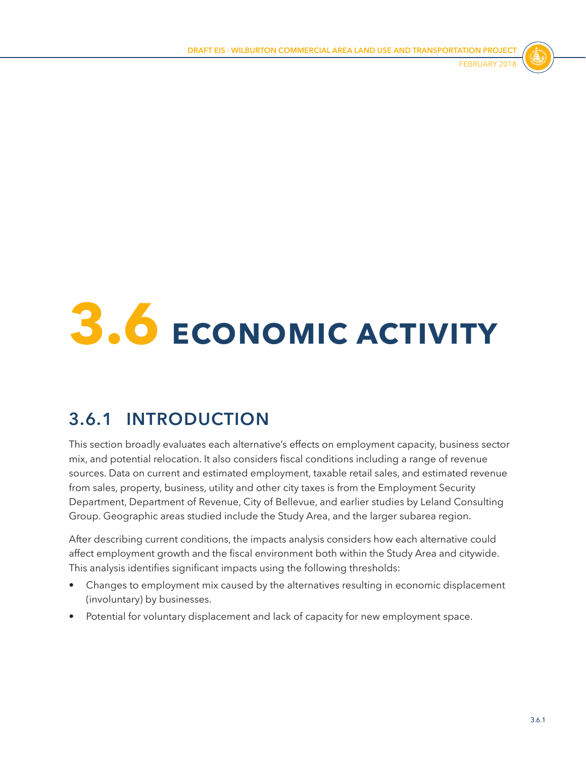# 3.6 ECONOMIC ACTIVITY

## 3.6.1 INTRODUCTION

This section broadly evaluates each alternative's effects on employment capacity, business sector mix, and potential relocation. It also considers fiscal conditions including a range of revenue sources. Data on current and estimated employment, taxable retail sales, and estimated revenue from sales, property, business, utility and other city taxes is from the Employment Security Department, Department of Revenue, City of Bellevue, and earlier studies by Leland Consulting Group. Geographic areas studied include the Study Area, and the larger subarea region.

After describing current conditions, the impacts analysis considers how each alternative could affect employment growth and the fiscal environment both within the Study Area and citywide. This analysis identifies significant impacts using the following thresholds:

- Changes to employment mix caused by the alternatives resulting in economic displacement (involuntary) by businesses.
- Potential for voluntary displacement and lack of capacity for new employment space.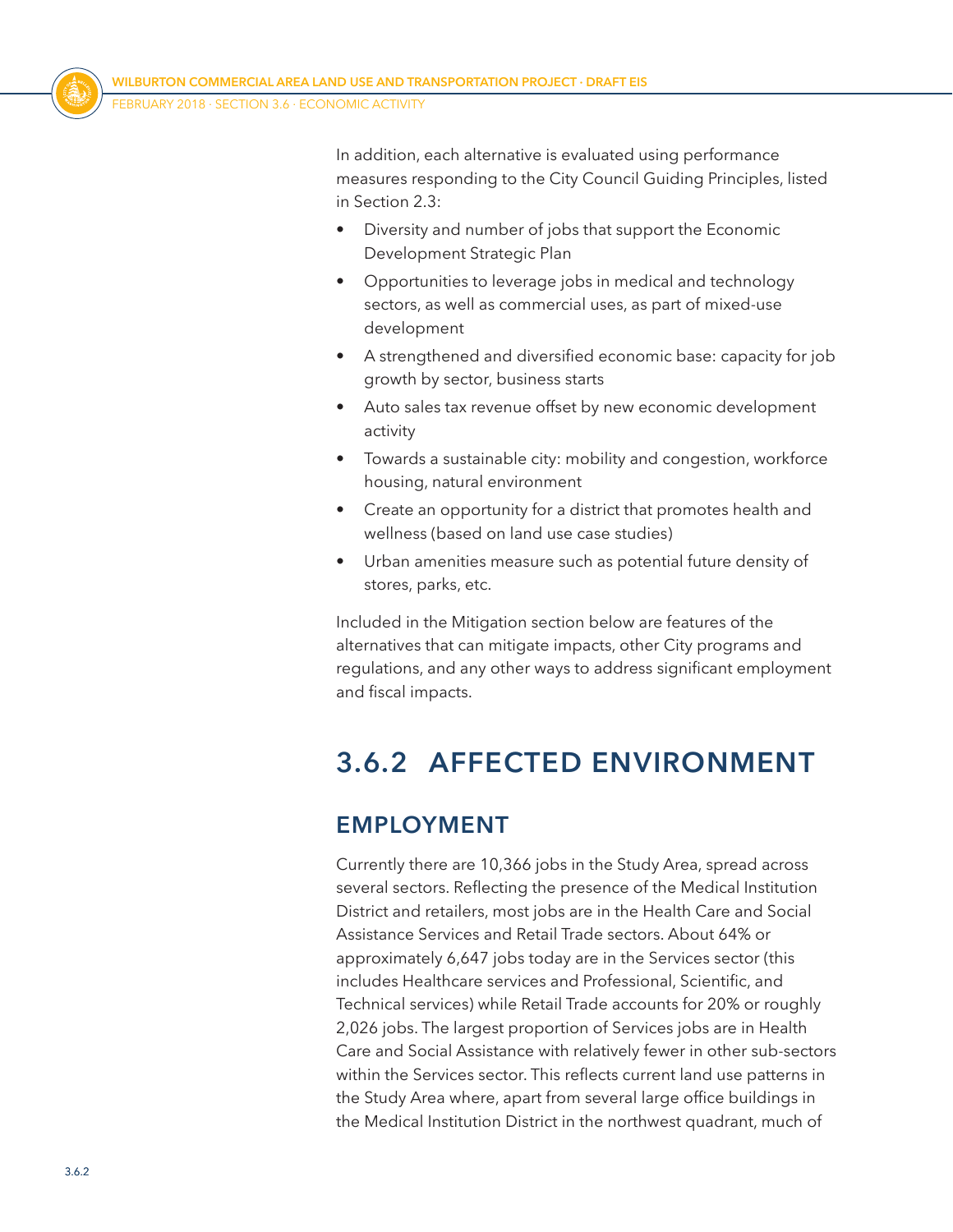In addition, each alternative is evaluated using performance measures responding to the City Council Guiding Principles, listed in Section 2.3:

- Diversity and number of jobs that support the Economic Development Strategic Plan
- Opportunities to leverage jobs in medical and technology sectors, as well as commercial uses, as part of mixed-use development
- A strengthened and diversified economic base: capacity for job growth by sector, business starts
- Auto sales tax revenue offset by new economic development activity
- Towards a sustainable city: mobility and congestion, workforce housing, natural environment
- Create an opportunity for a district that promotes health and wellness (based on land use case studies)
- Urban amenities measure such as potential future density of stores, parks, etc.

Included in the Mitigation section below are features of the alternatives that can mitigate impacts, other City programs and regulations, and any other ways to address significant employment and fiscal impacts.

## 3.6.2 AFFECTED ENVIRONMENT

### EMPLOYMENT

Currently there are 10,366 jobs in the Study Area, spread across several sectors. Reflecting the presence of the Medical Institution District and retailers, most jobs are in the Health Care and Social Assistance Services and Retail Trade sectors. About 64% or approximately 6,647 jobs today are in the Services sector (this includes Healthcare services and Professional, Scientific, and Technical services) while Retail Trade accounts for 20% or roughly 2,026 jobs. The largest proportion of Services jobs are in Health Care and Social Assistance with relatively fewer in other sub-sectors within the Services sector. This reflects current land use patterns in the Study Area where, apart from several large office buildings in the Medical Institution District in the northwest quadrant, much of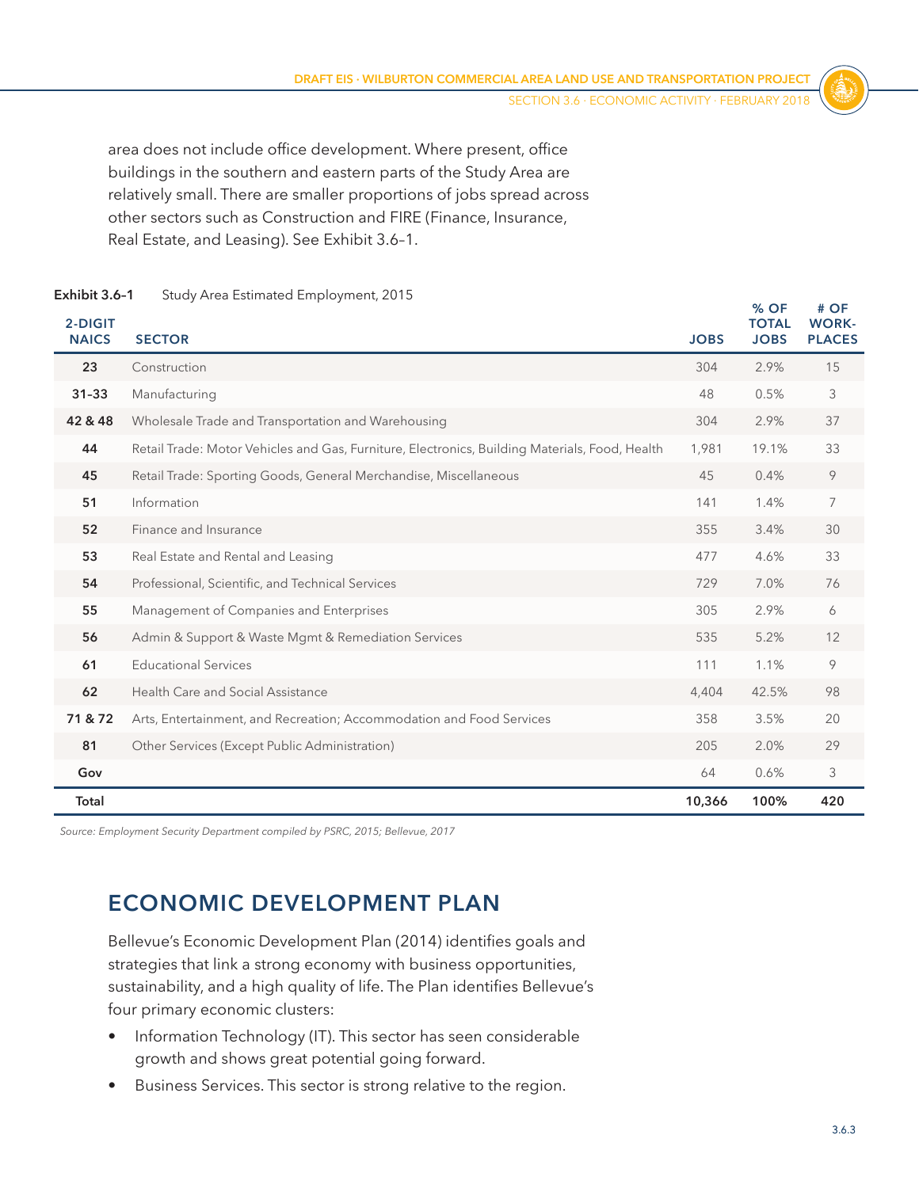area does not include office development. Where present, office buildings in the southern and eastern parts of the Study Area are relatively small. There are smaller proportions of jobs spread across other sectors such as Construction and FIRE (Finance, Insurance, Real Estate, and Leasing). See Exhibit 3.6–1.

**Exhibit 3.6–1** Study Area Estimated Employment, 2015

| 2-DIGIT NAICS | SECTOR | JOBS | % OF TOTAL JOBS | # OF WORK-PLACES |
|---|---|---|---|---|
| 23 | Construction | 304 | 2.9% | 15 |
| 31-33 | Manufacturing | 48 | 0.5% | 3 |
| 42 & 48 | Wholesale Trade and Transportation and Warehousing | 304 | 2.9% | 37 |
| 44 | Retail Trade: Motor Vehicles and Gas, Furniture, Electronics, Building Materials, Food, Health | 1,981 | 19.1% | 33 |
| 45 | Retail Trade: Sporting Goods, General Merchandise, Miscellaneous | 45 | 0.4% | 9 |
| 51 | Information | 141 | 1.4% | 7 |
| 52 | Finance and Insurance | 355 | 3.4% | 30 |
| 53 | Real Estate and Rental and Leasing | 477 | 4.6% | 33 |
| 54 | Professional, Scientific, and Technical Services | 729 | 7.0% | 76 |
| 55 | Management of Companies and Enterprises | 305 | 2.9% | 6 |
| 56 | Admin & Support & Waste Mgmt & Remediation Services | 535 | 5.2% | 12 |
| 61 | Educational Services | 111 | 1.1% | 9 |
| 62 | Health Care and Social Assistance | 4,404 | 42.5% | 98 |
| 71 & 72 | Arts, Entertainment, and Recreation; Accommodation and Food Services | 358 | 3.5% | 20 |
| 81 | Other Services (Except Public Administration) | 205 | 2.0% | 29 |
| Gov | | 64 | 0.6% | 3 |
| **Total** | | **10,366** | **100%** | **420** |

*Source: Employment Security Department compiled by PSRC, 2015; Bellevue, 2017*

## ECONOMIC DEVELOPMENT PLAN

Bellevue's Economic Development Plan (2014) identifies goals and strategies that link a strong economy with business opportunities, sustainability, and a high quality of life. The Plan identifies Bellevue's four primary economic clusters:

- Information Technology (IT). This sector has seen considerable growth and shows great potential going forward.
- Business Services. This sector is strong relative to the region.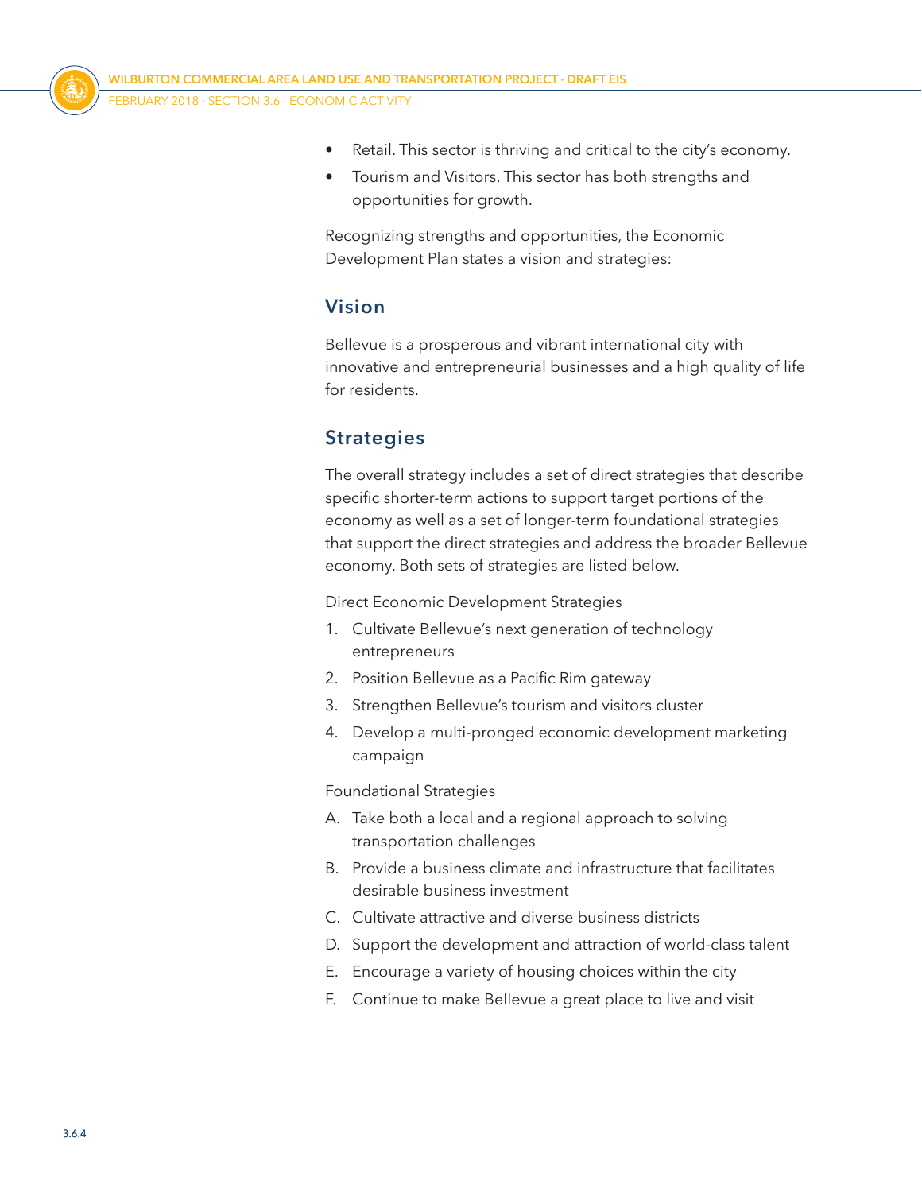- Retail. This sector is thriving and critical to the city's economy.
- Tourism and Visitors. This sector has both strengths and opportunities for growth.

Recognizing strengths and opportunities, the Economic Development Plan states a vision and strategies:

## Vision

Bellevue is a prosperous and vibrant international city with innovative and entrepreneurial businesses and a high quality of life for residents.

## Strategies

The overall strategy includes a set of direct strategies that describe specific shorter-term actions to support target portions of the economy as well as a set of longer-term foundational strategies that support the direct strategies and address the broader Bellevue economy. Both sets of strategies are listed below.

Direct Economic Development Strategies

1. Cultivate Bellevue's next generation of technology entrepreneurs
2. Position Bellevue as a Pacific Rim gateway
3. Strengthen Bellevue's tourism and visitors cluster
4. Develop a multi-pronged economic development marketing campaign

Foundational Strategies

A. Take both a local and a regional approach to solving transportation challenges

B. Provide a business climate and infrastructure that facilitates desirable business investment

C. Cultivate attractive and diverse business districts

D. Support the development and attraction of world-class talent

E. Encourage a variety of housing choices within the city

F. Continue to make Bellevue a great place to live and visit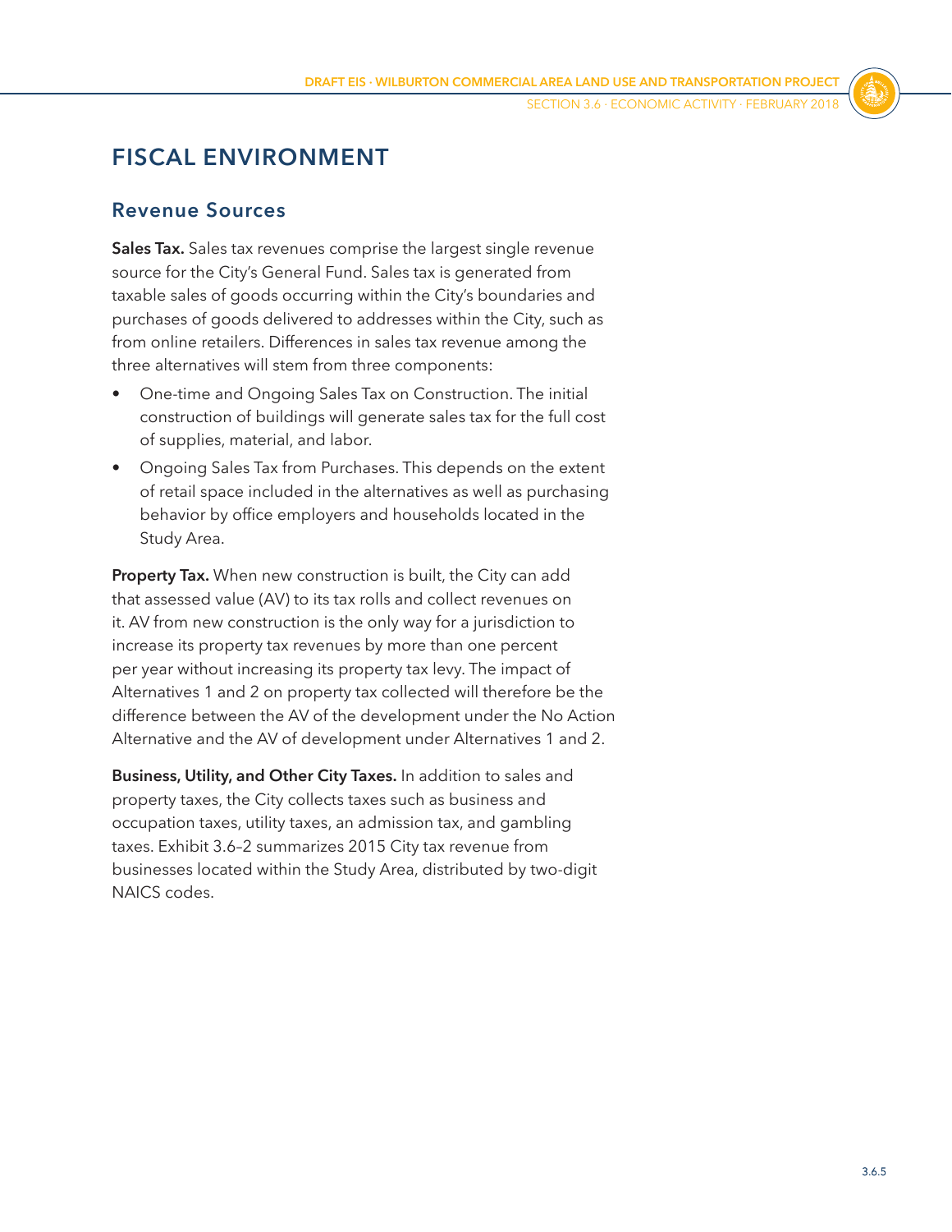## FISCAL ENVIRONMENT

### Revenue Sources

**Sales Tax.** Sales tax revenues comprise the largest single revenue source for the City's General Fund. Sales tax is generated from taxable sales of goods occurring within the City's boundaries and purchases of goods delivered to addresses within the City, such as from online retailers. Differences in sales tax revenue among the three alternatives will stem from three components:

- One-time and Ongoing Sales Tax on Construction. The initial construction of buildings will generate sales tax for the full cost of supplies, material, and labor.
- Ongoing Sales Tax from Purchases. This depends on the extent of retail space included in the alternatives as well as purchasing behavior by office employers and households located in the Study Area.

**Property Tax.** When new construction is built, the City can add that assessed value (AV) to its tax rolls and collect revenues on it. AV from new construction is the only way for a jurisdiction to increase its property tax revenues by more than one percent per year without increasing its property tax levy. The impact of Alternatives 1 and 2 on property tax collected will therefore be the difference between the AV of the development under the No Action Alternative and the AV of development under Alternatives 1 and 2.

**Business, Utility, and Other City Taxes.** In addition to sales and property taxes, the City collects taxes such as business and occupation taxes, utility taxes, an admission tax, and gambling taxes. Exhibit 3.6–2 summarizes 2015 City tax revenue from businesses located within the Study Area, distributed by two-digit NAICS codes.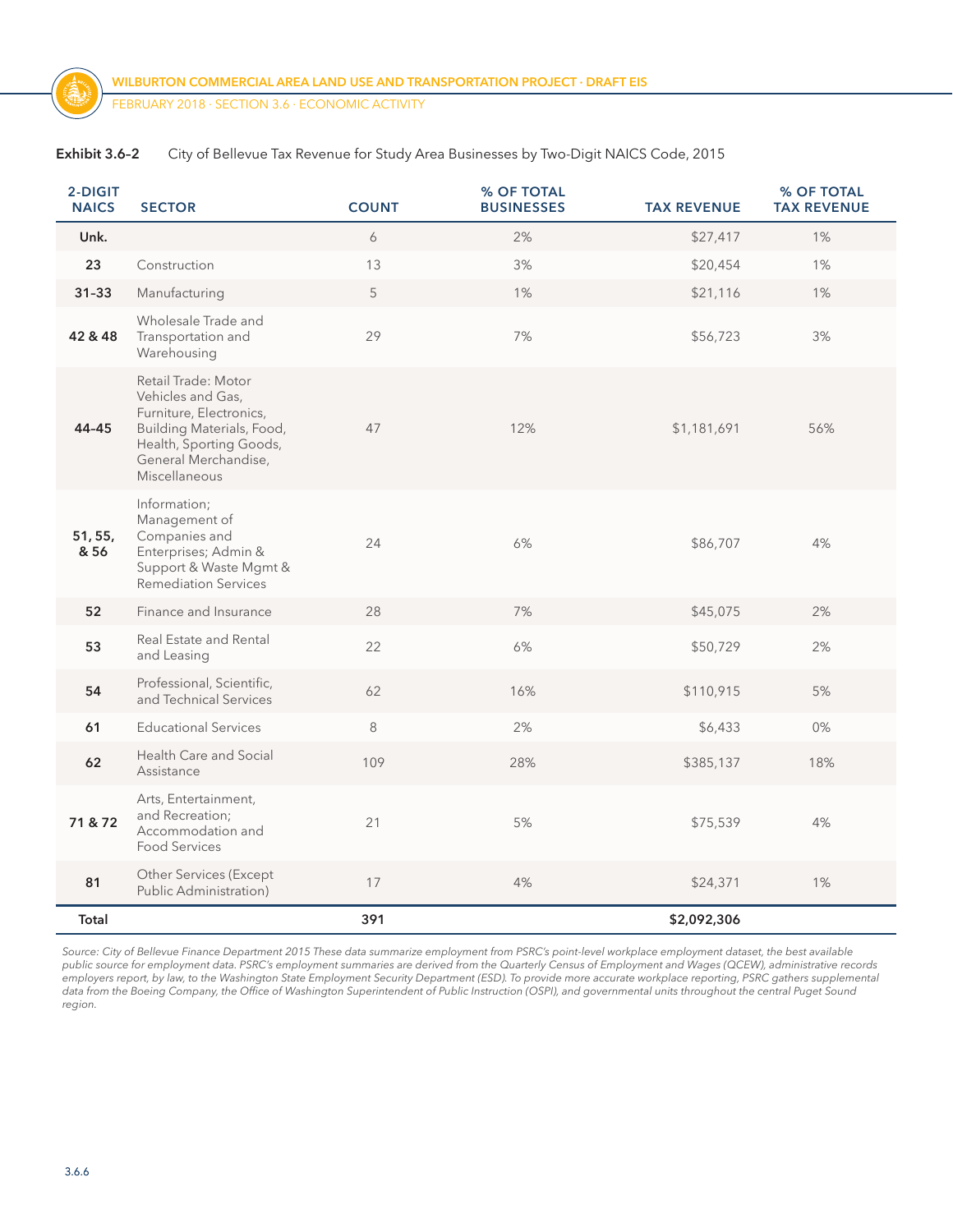**Exhibit 3.6–2** City of Bellevue Tax Revenue for Study Area Businesses by Two-Digit NAICS Code, 2015

| 2-DIGIT NAICS | SECTOR | COUNT | % OF TOTAL BUSINESSES | TAX REVENUE | % OF TOTAL TAX REVENUE |
|---|---|---|---|---|---|
| **Unk.** | | 6 | 2% | $27,417 | 1% |
| **23** | Construction | 13 | 3% | $20,454 | 1% |
| **31-33** | Manufacturing | 5 | 1% | $21,116 | 1% |
| **42 & 48** | Wholesale Trade and Transportation and Warehousing | 29 | 7% | $56,723 | 3% |
| **44-45** | Retail Trade: Motor Vehicles and Gas, Furniture, Electronics, Building Materials, Food, Health, Sporting Goods, General Merchandise, Miscellaneous | 47 | 12% | $1,181,691 | 56% |
| **51, 55, & 56** | Information; Management of Companies and Enterprises; Admin & Support & Waste Mgmt & Remediation Services | 24 | 6% | $86,707 | 4% |
| **52** | Finance and Insurance | 28 | 7% | $45,075 | 2% |
| **53** | Real Estate and Rental and Leasing | 22 | 6% | $50,729 | 2% |
| **54** | Professional, Scientific, and Technical Services | 62 | 16% | $110,915 | 5% |
| **61** | Educational Services | 8 | 2% | $6,433 | 0% |
| **62** | Health Care and Social Assistance | 109 | 28% | $385,137 | 18% |
| **71 & 72** | Arts, Entertainment, and Recreation; Accommodation and Food Services | 21 | 5% | $75,539 | 4% |
| **81** | Other Services (Except Public Administration) | 17 | 4% | $24,371 | 1% |
| **Total** | | **391** | | **$2,092,306** | |

*Source: City of Bellevue Finance Department 2015 These data summarize employment from PSRC's point-level workplace employment dataset, the best available public source for employment data. PSRC's employment summaries are derived from the Quarterly Census of Employment and Wages (QCEW), administrative records employers report, by law, to the Washington State Employment Security Department (ESD). To provide more accurate workplace reporting, PSRC gathers supplemental data from the Boeing Company, the Office of Washington Superintendent of Public Instruction (OSPI), and governmental units throughout the central Puget Sound region.*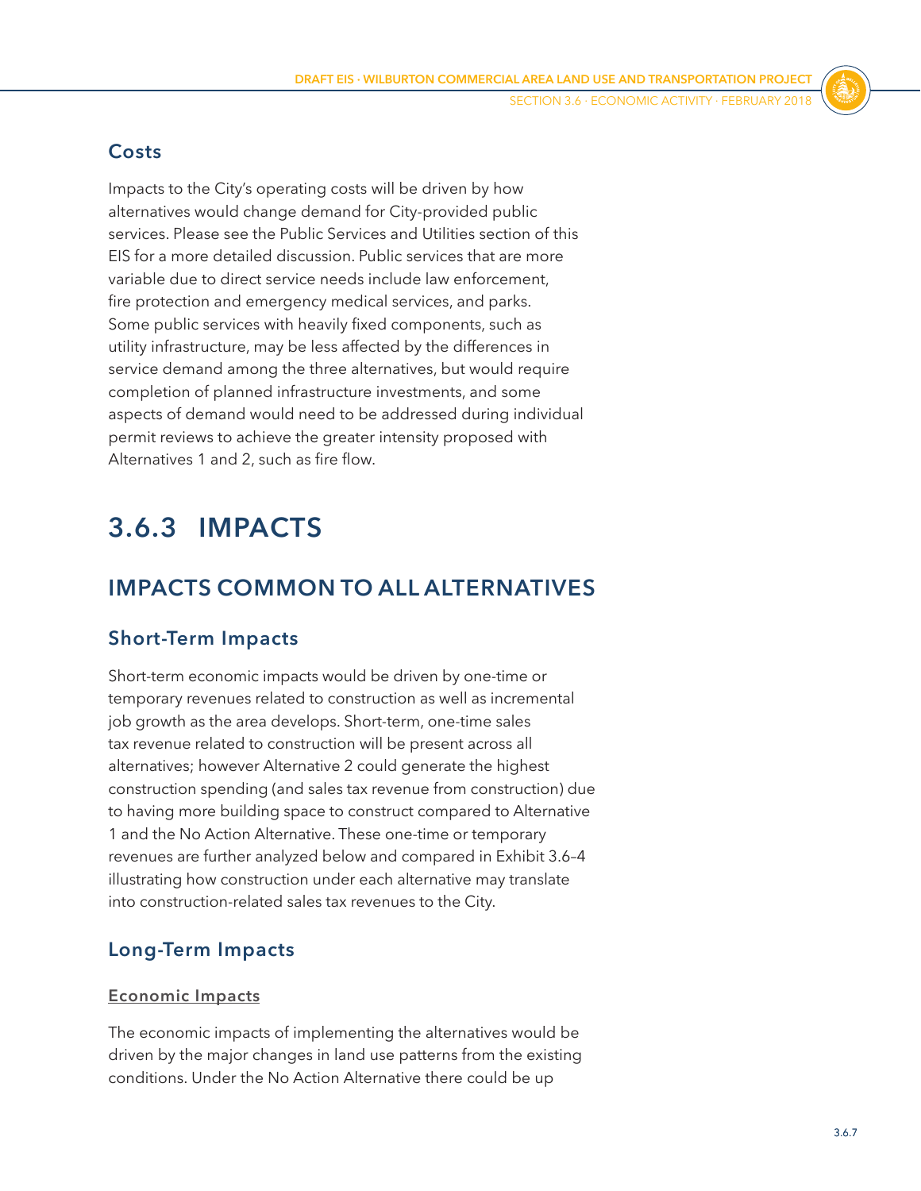### Costs

Impacts to the City's operating costs will be driven by how alternatives would change demand for City-provided public services. Please see the Public Services and Utilities section of this EIS for a more detailed discussion. Public services that are more variable due to direct service needs include law enforcement, fire protection and emergency medical services, and parks. Some public services with heavily fixed components, such as utility infrastructure, may be less affected by the differences in service demand among the three alternatives, but would require completion of planned infrastructure investments, and some aspects of demand would need to be addressed during individual permit reviews to achieve the greater intensity proposed with Alternatives 1 and 2, such as fire flow.

# 3.6.3 IMPACTS

## IMPACTS COMMON TO ALL ALTERNATIVES

### Short-Term Impacts

Short-term economic impacts would be driven by one-time or temporary revenues related to construction as well as incremental job growth as the area develops. Short-term, one-time sales tax revenue related to construction will be present across all alternatives; however Alternative 2 could generate the highest construction spending (and sales tax revenue from construction) due to having more building space to construct compared to Alternative 1 and the No Action Alternative. These one-time or temporary revenues are further analyzed below and compared in Exhibit 3.6–4 illustrating how construction under each alternative may translate into construction-related sales tax revenues to the City.

### Long-Term Impacts

#### Economic Impacts

The economic impacts of implementing the alternatives would be driven by the major changes in land use patterns from the existing conditions. Under the No Action Alternative there could be up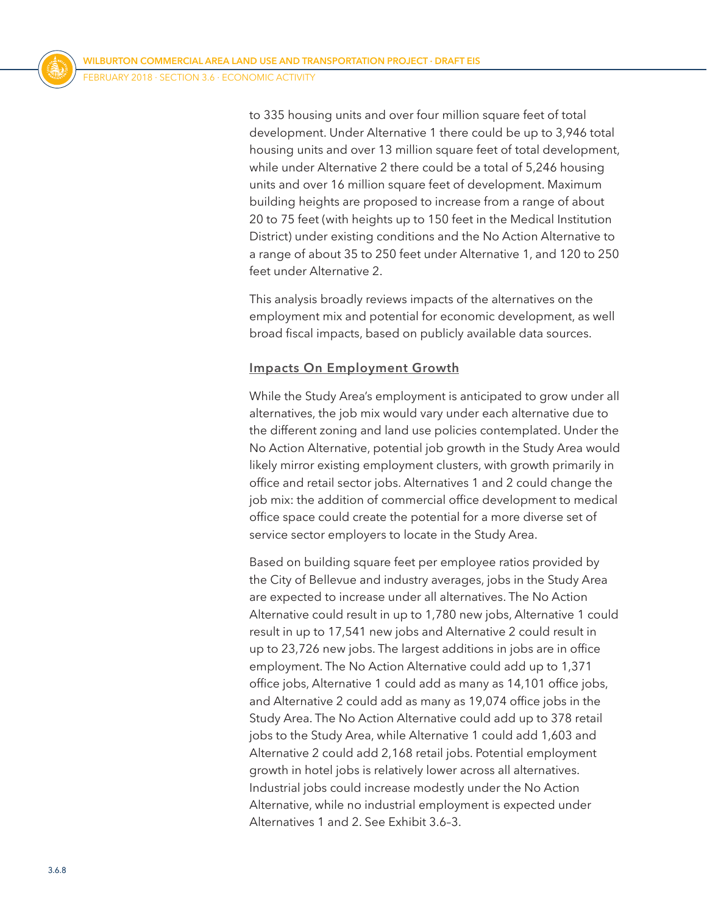to 335 housing units and over four million square feet of total development. Under Alternative 1 there could be up to 3,946 total housing units and over 13 million square feet of total development, while under Alternative 2 there could be a total of 5,246 housing units and over 16 million square feet of development. Maximum building heights are proposed to increase from a range of about 20 to 75 feet (with heights up to 150 feet in the Medical Institution District) under existing conditions and the No Action Alternative to a range of about 35 to 250 feet under Alternative 1, and 120 to 250 feet under Alternative 2.

This analysis broadly reviews impacts of the alternatives on the employment mix and potential for economic development, as well broad fiscal impacts, based on publicly available data sources.

### Impacts On Employment Growth

While the Study Area's employment is anticipated to grow under all alternatives, the job mix would vary under each alternative due to the different zoning and land use policies contemplated. Under the No Action Alternative, potential job growth in the Study Area would likely mirror existing employment clusters, with growth primarily in office and retail sector jobs. Alternatives 1 and 2 could change the job mix: the addition of commercial office development to medical office space could create the potential for a more diverse set of service sector employers to locate in the Study Area.

Based on building square feet per employee ratios provided by the City of Bellevue and industry averages, jobs in the Study Area are expected to increase under all alternatives. The No Action Alternative could result in up to 1,780 new jobs, Alternative 1 could result in up to 17,541 new jobs and Alternative 2 could result in up to 23,726 new jobs. The largest additions in jobs are in office employment. The No Action Alternative could add up to 1,371 office jobs, Alternative 1 could add as many as 14,101 office jobs, and Alternative 2 could add as many as 19,074 office jobs in the Study Area. The No Action Alternative could add up to 378 retail jobs to the Study Area, while Alternative 1 could add 1,603 and Alternative 2 could add 2,168 retail jobs. Potential employment growth in hotel jobs is relatively lower across all alternatives. Industrial jobs could increase modestly under the No Action Alternative, while no industrial employment is expected under Alternatives 1 and 2. See Exhibit 3.6–3.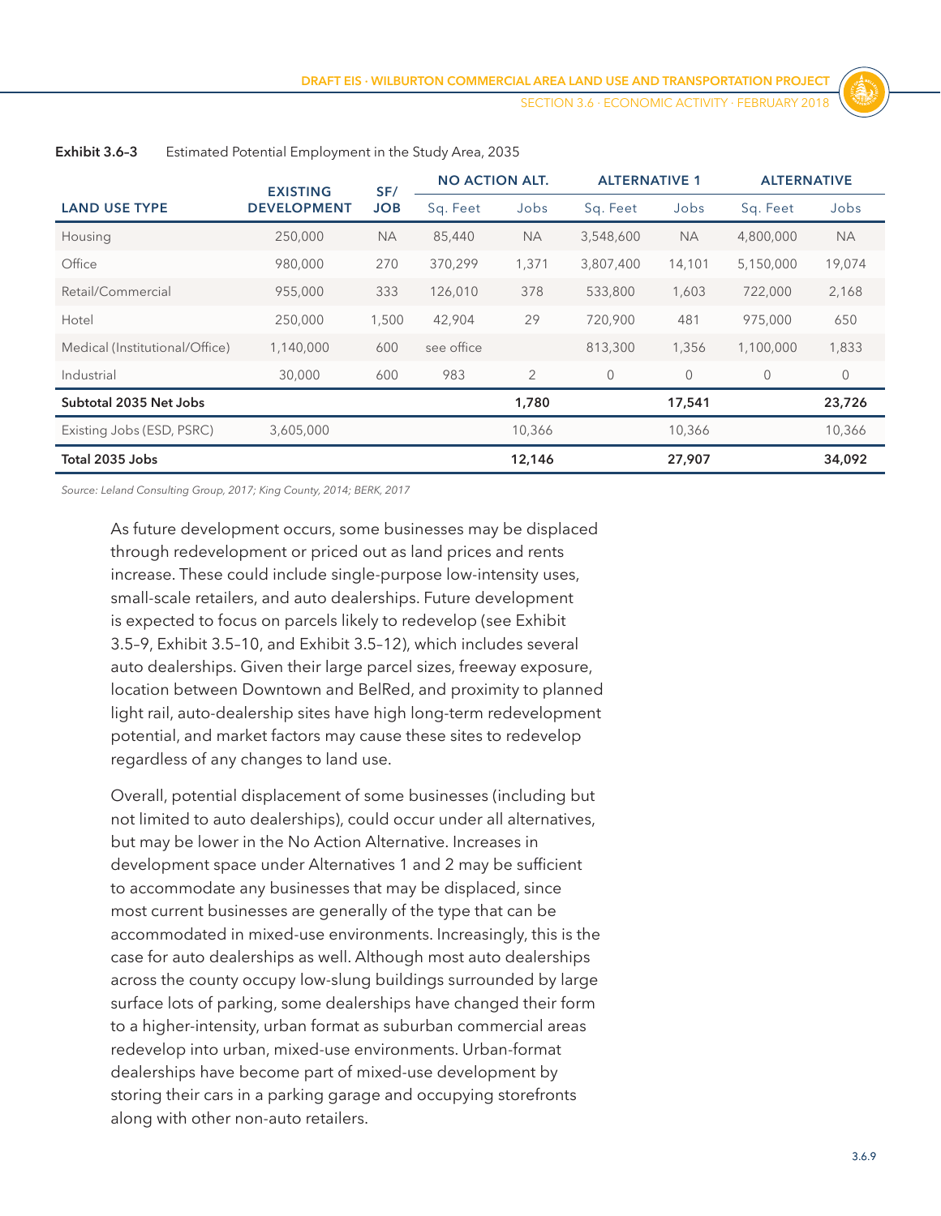**Exhibit 3.6–3** Estimated Potential Employment in the Study Area, 2035

| LAND USE TYPE | EXISTING DEVELOPMENT | SF/ JOB | NO ACTION ALT. | | ALTERNATIVE 1 | | ALTERNATIVE | |
|---|---|---|---|---|---|---|---|---|
| | | | Sq. Feet | Jobs | Sq. Feet | Jobs | Sq. Feet | Jobs |
| Housing | 250,000 | NA | 85,440 | NA | 3,548,600 | NA | 4,800,000 | NA |
| Office | 980,000 | 270 | 370,299 | 1,371 | 3,807,400 | 14,101 | 5,150,000 | 19,074 |
| Retail/Commercial | 955,000 | 333 | 126,010 | 378 | 533,800 | 1,603 | 722,000 | 2,168 |
| Hotel | 250,000 | 1,500 | 42,904 | 29 | 720,900 | 481 | 975,000 | 650 |
| Medical (Institutional/Office) | 1,140,000 | 600 | see office | | 813,300 | 1,356 | 1,100,000 | 1,833 |
| Industrial | 30,000 | 600 | 983 | 2 | 0 | 0 | 0 | 0 |
| **Subtotal 2035 Net Jobs** | | | | **1,780** | | **17,541** | | **23,726** |
| Existing Jobs (ESD, PSRC) | 3,605,000 | | | 10,366 | | 10,366 | | 10,366 |
| **Total 2035 Jobs** | | | | **12,146** | | **27,907** | | **34,092** |

*Source: Leland Consulting Group, 2017; King County, 2014; BERK, 2017*

As future development occurs, some businesses may be displaced through redevelopment or priced out as land prices and rents increase. These could include single-purpose low-intensity uses, small-scale retailers, and auto dealerships. Future development is expected to focus on parcels likely to redevelop (see Exhibit 3.5–9, Exhibit 3.5–10, and Exhibit 3.5–12), which includes several auto dealerships. Given their large parcel sizes, freeway exposure, location between Downtown and BelRed, and proximity to planned light rail, auto-dealership sites have high long-term redevelopment potential, and market factors may cause these sites to redevelop regardless of any changes to land use.

Overall, potential displacement of some businesses (including but not limited to auto dealerships), could occur under all alternatives, but may be lower in the No Action Alternative. Increases in development space under Alternatives 1 and 2 may be sufficient to accommodate any businesses that may be displaced, since most current businesses are generally of the type that can be accommodated in mixed-use environments. Increasingly, this is the case for auto dealerships as well. Although most auto dealerships across the county occupy low-slung buildings surrounded by large surface lots of parking, some dealerships have changed their form to a higher-intensity, urban format as suburban commercial areas redevelop into urban, mixed-use environments. Urban-format dealerships have become part of mixed-use development by storing their cars in a parking garage and occupying storefronts along with other non-auto retailers.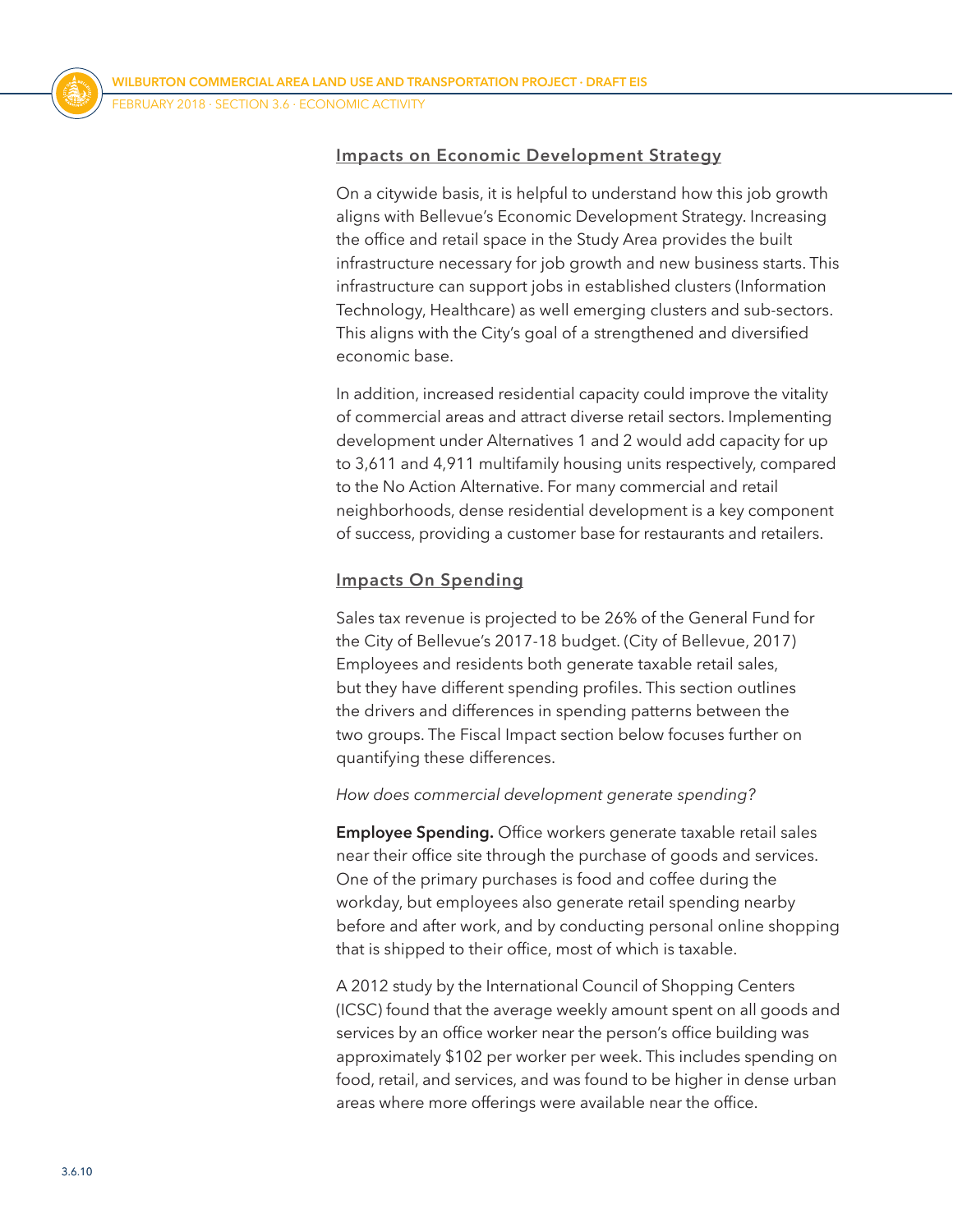### Impacts on Economic Development Strategy

On a citywide basis, it is helpful to understand how this job growth aligns with Bellevue's Economic Development Strategy. Increasing the office and retail space in the Study Area provides the built infrastructure necessary for job growth and new business starts. This infrastructure can support jobs in established clusters (Information Technology, Healthcare) as well emerging clusters and sub-sectors. This aligns with the City's goal of a strengthened and diversified economic base.

In addition, increased residential capacity could improve the vitality of commercial areas and attract diverse retail sectors. Implementing development under Alternatives 1 and 2 would add capacity for up to 3,611 and 4,911 multifamily housing units respectively, compared to the No Action Alternative. For many commercial and retail neighborhoods, dense residential development is a key component of success, providing a customer base for restaurants and retailers.

### Impacts On Spending

Sales tax revenue is projected to be 26% of the General Fund for the City of Bellevue's 2017-18 budget. (City of Bellevue, 2017) Employees and residents both generate taxable retail sales, but they have different spending profiles. This section outlines the drivers and differences in spending patterns between the two groups. The Fiscal Impact section below focuses further on quantifying these differences.

*How does commercial development generate spending?*

**Employee Spending.** Office workers generate taxable retail sales near their office site through the purchase of goods and services. One of the primary purchases is food and coffee during the workday, but employees also generate retail spending nearby before and after work, and by conducting personal online shopping that is shipped to their office, most of which is taxable.

A 2012 study by the International Council of Shopping Centers (ICSC) found that the average weekly amount spent on all goods and services by an office worker near the person's office building was approximately $102 per worker per week. This includes spending on food, retail, and services, and was found to be higher in dense urban areas where more offerings were available near the office.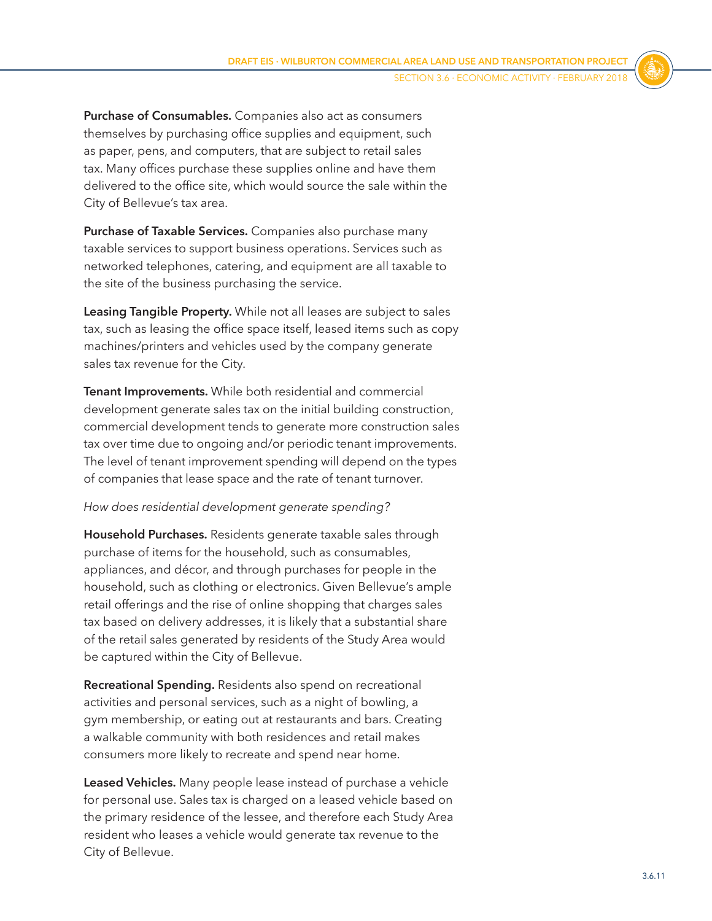**Purchase of Consumables.** Companies also act as consumers themselves by purchasing office supplies and equipment, such as paper, pens, and computers, that are subject to retail sales tax. Many offices purchase these supplies online and have them delivered to the office site, which would source the sale within the City of Bellevue's tax area.

**Purchase of Taxable Services.** Companies also purchase many taxable services to support business operations. Services such as networked telephones, catering, and equipment are all taxable to the site of the business purchasing the service.

**Leasing Tangible Property.** While not all leases are subject to sales tax, such as leasing the office space itself, leased items such as copy machines/printers and vehicles used by the company generate sales tax revenue for the City.

**Tenant Improvements.** While both residential and commercial development generate sales tax on the initial building construction, commercial development tends to generate more construction sales tax over time due to ongoing and/or periodic tenant improvements. The level of tenant improvement spending will depend on the types of companies that lease space and the rate of tenant turnover.

*How does residential development generate spending?*

**Household Purchases.** Residents generate taxable sales through purchase of items for the household, such as consumables, appliances, and décor, and through purchases for people in the household, such as clothing or electronics. Given Bellevue's ample retail offerings and the rise of online shopping that charges sales tax based on delivery addresses, it is likely that a substantial share of the retail sales generated by residents of the Study Area would be captured within the City of Bellevue.

**Recreational Spending.** Residents also spend on recreational activities and personal services, such as a night of bowling, a gym membership, or eating out at restaurants and bars. Creating a walkable community with both residences and retail makes consumers more likely to recreate and spend near home.

**Leased Vehicles.** Many people lease instead of purchase a vehicle for personal use. Sales tax is charged on a leased vehicle based on the primary residence of the lessee, and therefore each Study Area resident who leases a vehicle would generate tax revenue to the City of Bellevue.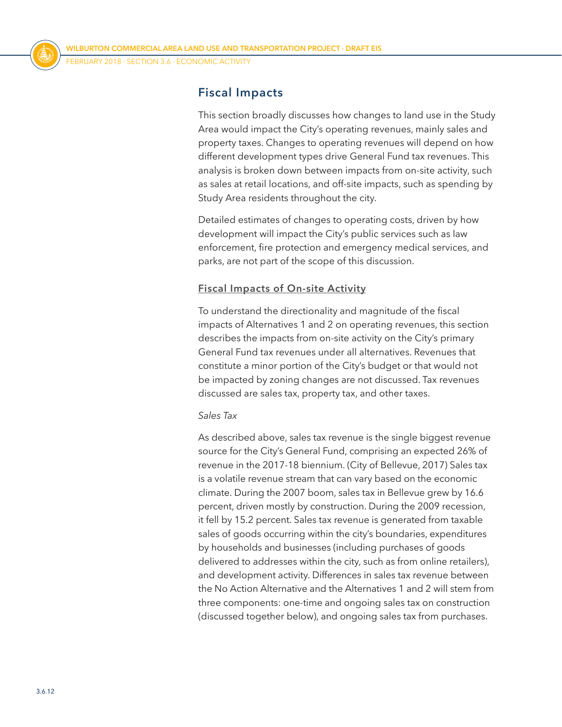## Fiscal Impacts

This section broadly discusses how changes to land use in the Study Area would impact the City's operating revenues, mainly sales and property taxes. Changes to operating revenues will depend on how different development types drive General Fund tax revenues. This analysis is broken down between impacts from on-site activity, such as sales at retail locations, and off-site impacts, such as spending by Study Area residents throughout the city.

Detailed estimates of changes to operating costs, driven by how development will impact the City's public services such as law enforcement, fire protection and emergency medical services, and parks, are not part of the scope of this discussion.

### Fiscal Impacts of On-site Activity

To understand the directionality and magnitude of the fiscal impacts of Alternatives 1 and 2 on operating revenues, this section describes the impacts from on-site activity on the City's primary General Fund tax revenues under all alternatives. Revenues that constitute a minor portion of the City's budget or that would not be impacted by zoning changes are not discussed. Tax revenues discussed are sales tax, property tax, and other taxes.

*Sales Tax*

As described above, sales tax revenue is the single biggest revenue source for the City's General Fund, comprising an expected 26% of revenue in the 2017-18 biennium. (City of Bellevue, 2017) Sales tax is a volatile revenue stream that can vary based on the economic climate. During the 2007 boom, sales tax in Bellevue grew by 16.6 percent, driven mostly by construction. During the 2009 recession, it fell by 15.2 percent. Sales tax revenue is generated from taxable sales of goods occurring within the city's boundaries, expenditures by households and businesses (including purchases of goods delivered to addresses within the city, such as from online retailers), and development activity. Differences in sales tax revenue between the No Action Alternative and the Alternatives 1 and 2 will stem from three components: one-time and ongoing sales tax on construction (discussed together below), and ongoing sales tax from purchases.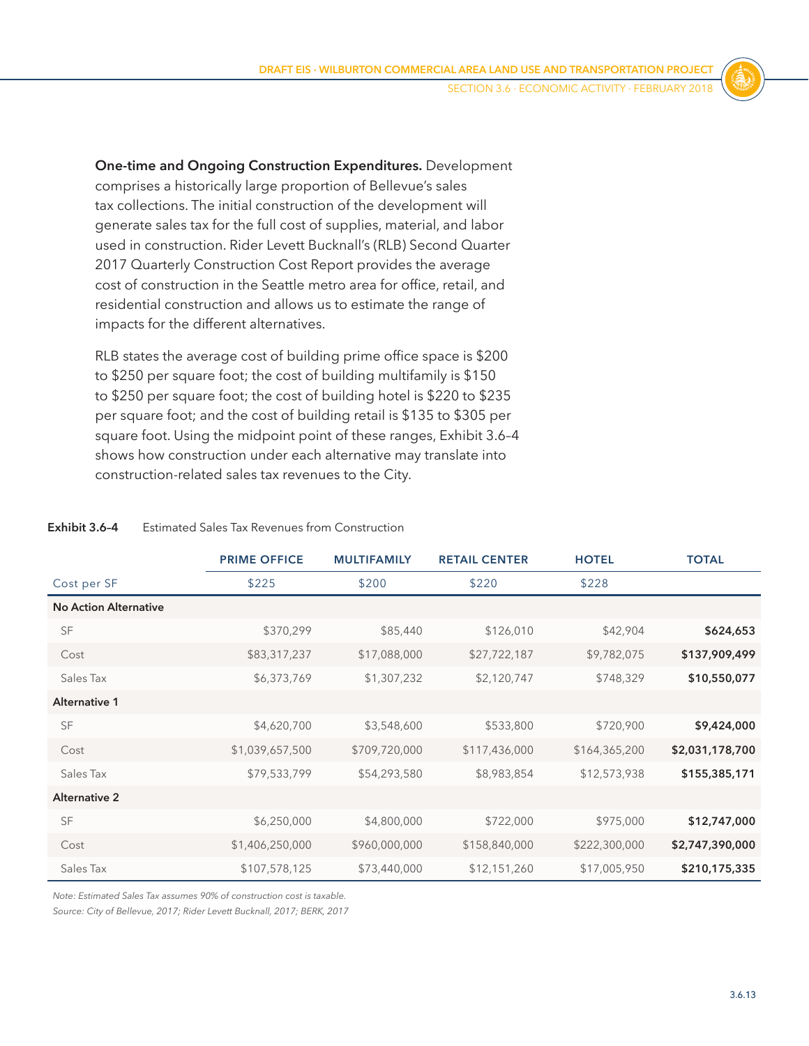**One-time and Ongoing Construction Expenditures.** Development comprises a historically large proportion of Bellevue's sales tax collections. The initial construction of the development will generate sales tax for the full cost of supplies, material, and labor used in construction. Rider Levett Bucknall's (RLB) Second Quarter 2017 Quarterly Construction Cost Report provides the average cost of construction in the Seattle metro area for office, retail, and residential construction and allows us to estimate the range of impacts for the different alternatives.

RLB states the average cost of building prime office space is $200 to $250 per square foot; the cost of building multifamily is $150 to $250 per square foot; the cost of building hotel is $220 to $235 per square foot; and the cost of building retail is $135 to $305 per square foot. Using the midpoint point of these ranges, Exhibit 3.6–4 shows how construction under each alternative may translate into construction-related sales tax revenues to the City.

**Exhibit 3.6–4** Estimated Sales Tax Revenues from Construction

| | PRIME OFFICE | MULTIFAMILY | RETAIL CENTER | HOTEL | TOTAL |
|---|---|---|---|---|---|
| Cost per SF | $225 | $200 | $220 | $228 | |
| **No Action Alternative** | | | | | |
| SF | $370,299 | $85,440 | $126,010 | $42,904 | **$624,653** |
| Cost | $83,317,237 | $17,088,000 | $27,722,187 | $9,782,075 | **$137,909,499** |
| Sales Tax | $6,373,769 | $1,307,232 | $2,120,747 | $748,329 | **$10,550,077** |
| **Alternative 1** | | | | | |
| SF | $4,620,700 | $3,548,600 | $533,800 | $720,900 | **$9,424,000** |
| Cost | $1,039,657,500 | $709,720,000 | $117,436,000 | $164,365,200 | **$2,031,178,700** |
| Sales Tax | $79,533,799 | $54,293,580 | $8,983,854 | $12,573,938 | **$155,385,171** |
| **Alternative 2** | | | | | |
| SF | $6,250,000 | $4,800,000 | $722,000 | $975,000 | **$12,747,000** |
| Cost | $1,406,250,000 | $960,000,000 | $158,840,000 | $222,300,000 | **$2,747,390,000** |
| Sales Tax | $107,578,125 | $73,440,000 | $12,151,260 | $17,005,950 | **$210,175,335** |

*Note: Estimated Sales Tax assumes 90% of construction cost is taxable.*

*Source: City of Bellevue, 2017; Rider Levett Bucknall, 2017; BERK, 2017*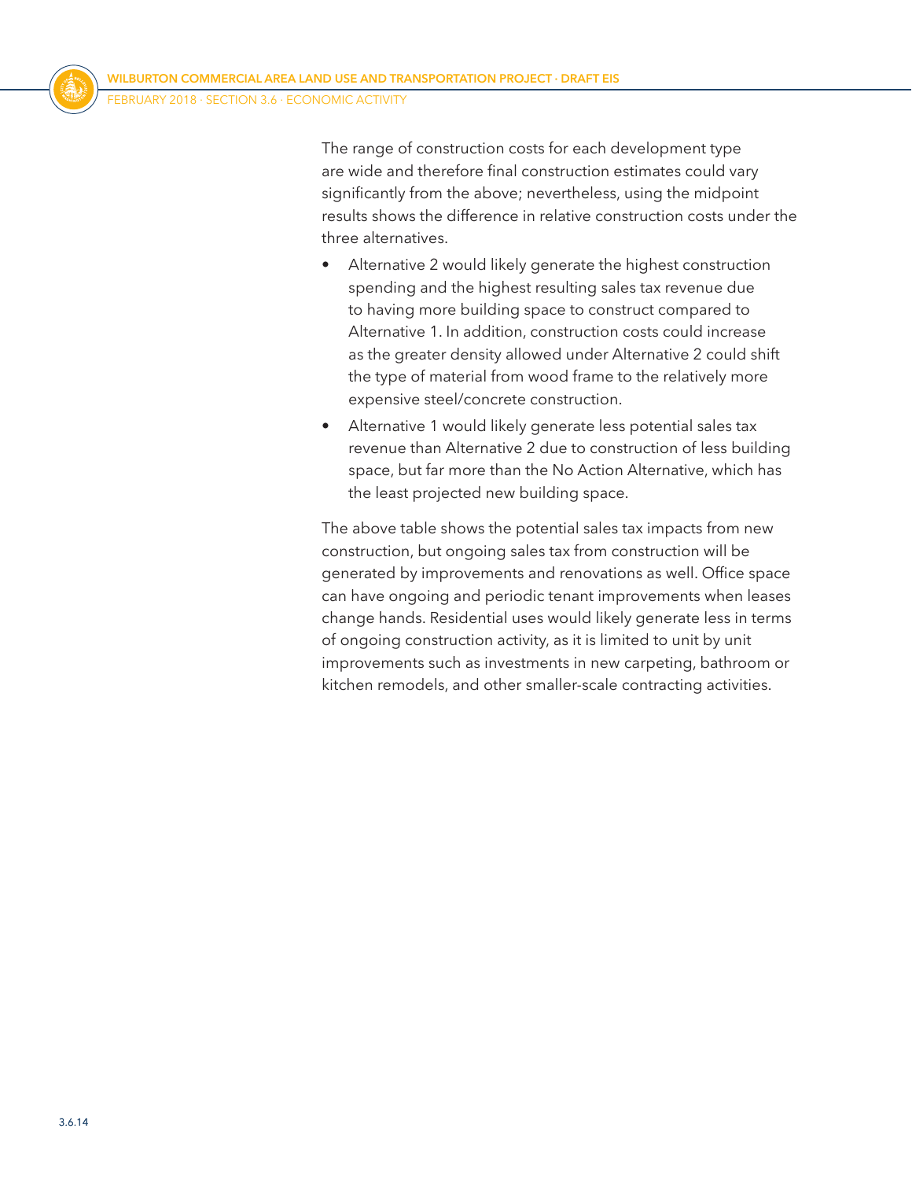The range of construction costs for each development type are wide and therefore final construction estimates could vary significantly from the above; nevertheless, using the midpoint results shows the difference in relative construction costs under the three alternatives.

- Alternative 2 would likely generate the highest construction spending and the highest resulting sales tax revenue due to having more building space to construct compared to Alternative 1. In addition, construction costs could increase as the greater density allowed under Alternative 2 could shift the type of material from wood frame to the relatively more expensive steel/concrete construction.
- Alternative 1 would likely generate less potential sales tax revenue than Alternative 2 due to construction of less building space, but far more than the No Action Alternative, which has the least projected new building space.

The above table shows the potential sales tax impacts from new construction, but ongoing sales tax from construction will be generated by improvements and renovations as well. Office space can have ongoing and periodic tenant improvements when leases change hands. Residential uses would likely generate less in terms of ongoing construction activity, as it is limited to unit by unit improvements such as investments in new carpeting, bathroom or kitchen remodels, and other smaller-scale contracting activities.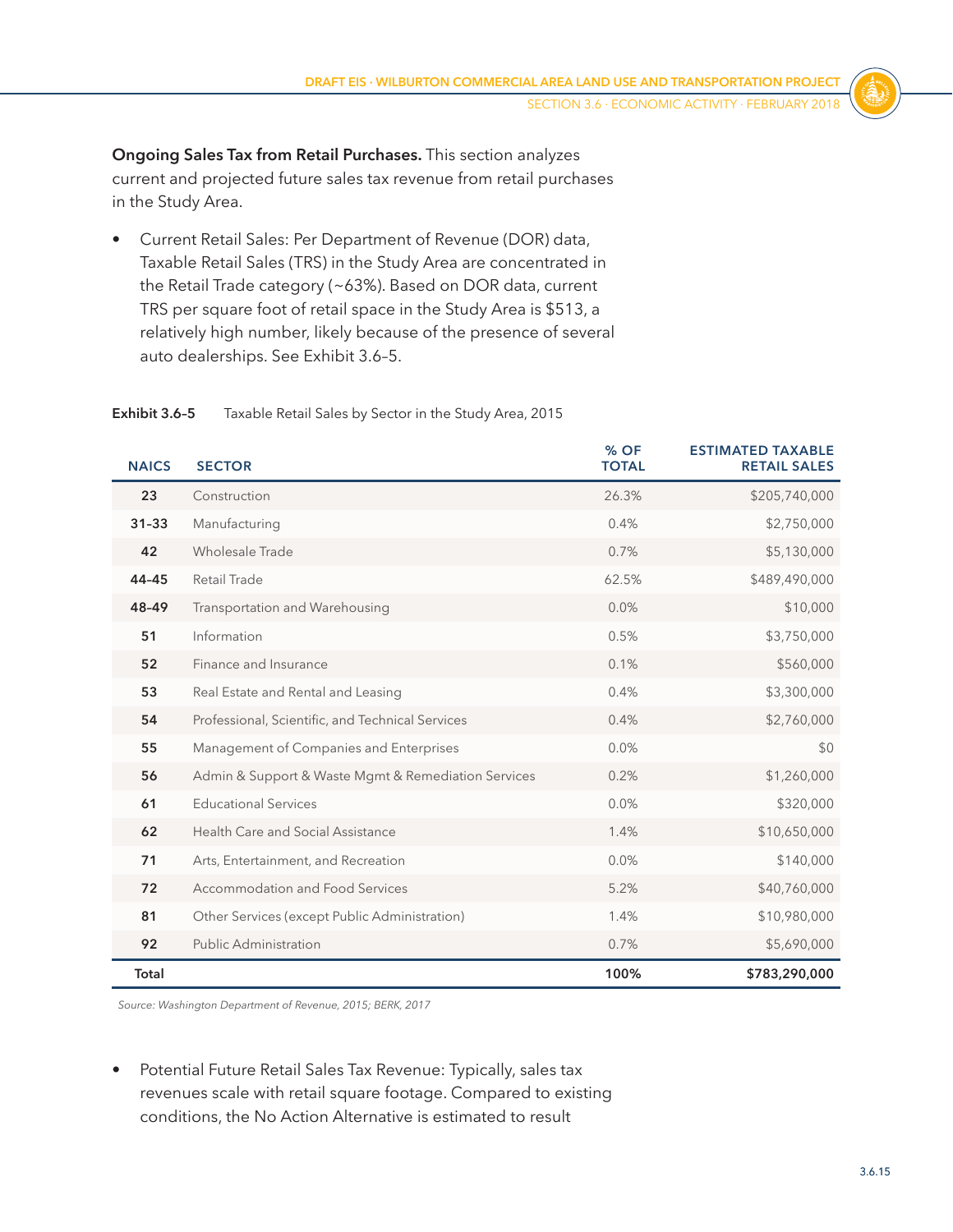**Ongoing Sales Tax from Retail Purchases.** This section analyzes current and projected future sales tax revenue from retail purchases in the Study Area.

- Current Retail Sales: Per Department of Revenue (DOR) data, Taxable Retail Sales (TRS) in the Study Area are concentrated in the Retail Trade category (~63%). Based on DOR data, current TRS per square foot of retail space in the Study Area is $513, a relatively high number, likely because of the presence of several auto dealerships. See Exhibit 3.6–5.

**Exhibit 3.6–5** Taxable Retail Sales by Sector in the Study Area, 2015

| NAICS | SECTOR | % OF TOTAL | ESTIMATED TAXABLE RETAIL SALES |
|---|---|---|---|
| 23 | Construction | 26.3% | $205,740,000 |
| 31–33 | Manufacturing | 0.4% | $2,750,000 |
| 42 | Wholesale Trade | 0.7% | $5,130,000 |
| 44–45 | Retail Trade | 62.5% | $489,490,000 |
| 48-49 | Transportation and Warehousing | 0.0% | $10,000 |
| 51 | Information | 0.5% | $3,750,000 |
| 52 | Finance and Insurance | 0.1% | $560,000 |
| 53 | Real Estate and Rental and Leasing | 0.4% | $3,300,000 |
| 54 | Professional, Scientific, and Technical Services | 0.4% | $2,760,000 |
| 55 | Management of Companies and Enterprises | 0.0% | $0 |
| 56 | Admin & Support & Waste Mgmt & Remediation Services | 0.2% | $1,260,000 |
| 61 | Educational Services | 0.0% | $320,000 |
| 62 | Health Care and Social Assistance | 1.4% | $10,650,000 |
| 71 | Arts, Entertainment, and Recreation | 0.0% | $140,000 |
| 72 | Accommodation and Food Services | 5.2% | $40,760,000 |
| 81 | Other Services (except Public Administration) | 1.4% | $10,980,000 |
| 92 | Public Administration | 0.7% | $5,690,000 |
| **Total** | | **100%** | **$783,290,000** |

*Source: Washington Department of Revenue, 2015; BERK, 2017*

- Potential Future Retail Sales Tax Revenue: Typically, sales tax revenues scale with retail square footage. Compared to existing conditions, the No Action Alternative is estimated to result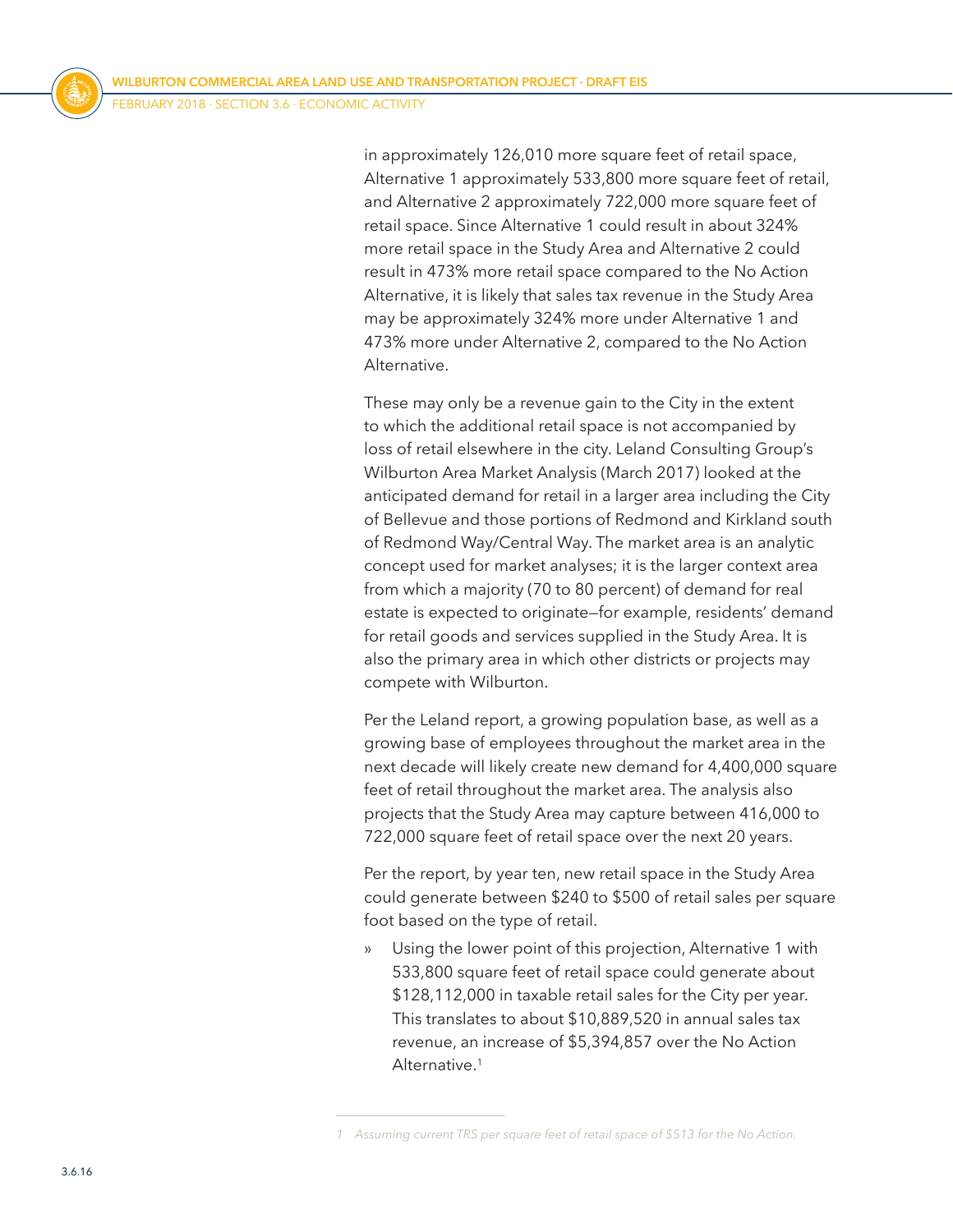in approximately 126,010 more square feet of retail space, Alternative 1 approximately 533,800 more square feet of retail, and Alternative 2 approximately 722,000 more square feet of retail space. Since Alternative 1 could result in about 324% more retail space in the Study Area and Alternative 2 could result in 473% more retail space compared to the No Action Alternative, it is likely that sales tax revenue in the Study Area may be approximately 324% more under Alternative 1 and 473% more under Alternative 2, compared to the No Action Alternative.

These may only be a revenue gain to the City in the extent to which the additional retail space is not accompanied by loss of retail elsewhere in the city. Leland Consulting Group's Wilburton Area Market Analysis (March 2017) looked at the anticipated demand for retail in a larger area including the City of Bellevue and those portions of Redmond and Kirkland south of Redmond Way/Central Way. The market area is an analytic concept used for market analyses; it is the larger context area from which a majority (70 to 80 percent) of demand for real estate is expected to originate—for example, residents' demand for retail goods and services supplied in the Study Area. It is also the primary area in which other districts or projects may compete with Wilburton.

Per the Leland report, a growing population base, as well as a growing base of employees throughout the market area in the next decade will likely create new demand for 4,400,000 square feet of retail throughout the market area. The analysis also projects that the Study Area may capture between 416,000 to 722,000 square feet of retail space over the next 20 years.

Per the report, by year ten, new retail space in the Study Area could generate between $240 to $500 of retail sales per square foot based on the type of retail.

- Using the lower point of this projection, Alternative 1 with 533,800 square feet of retail space could generate about $128,112,000 in taxable retail sales for the City per year. This translates to about $10,889,520 in annual sales tax revenue, an increase of $5,394,857 over the No Action Alternative.[1]

---

*1 Assuming current TRS per square feet of retail space of $513 for the No Action.*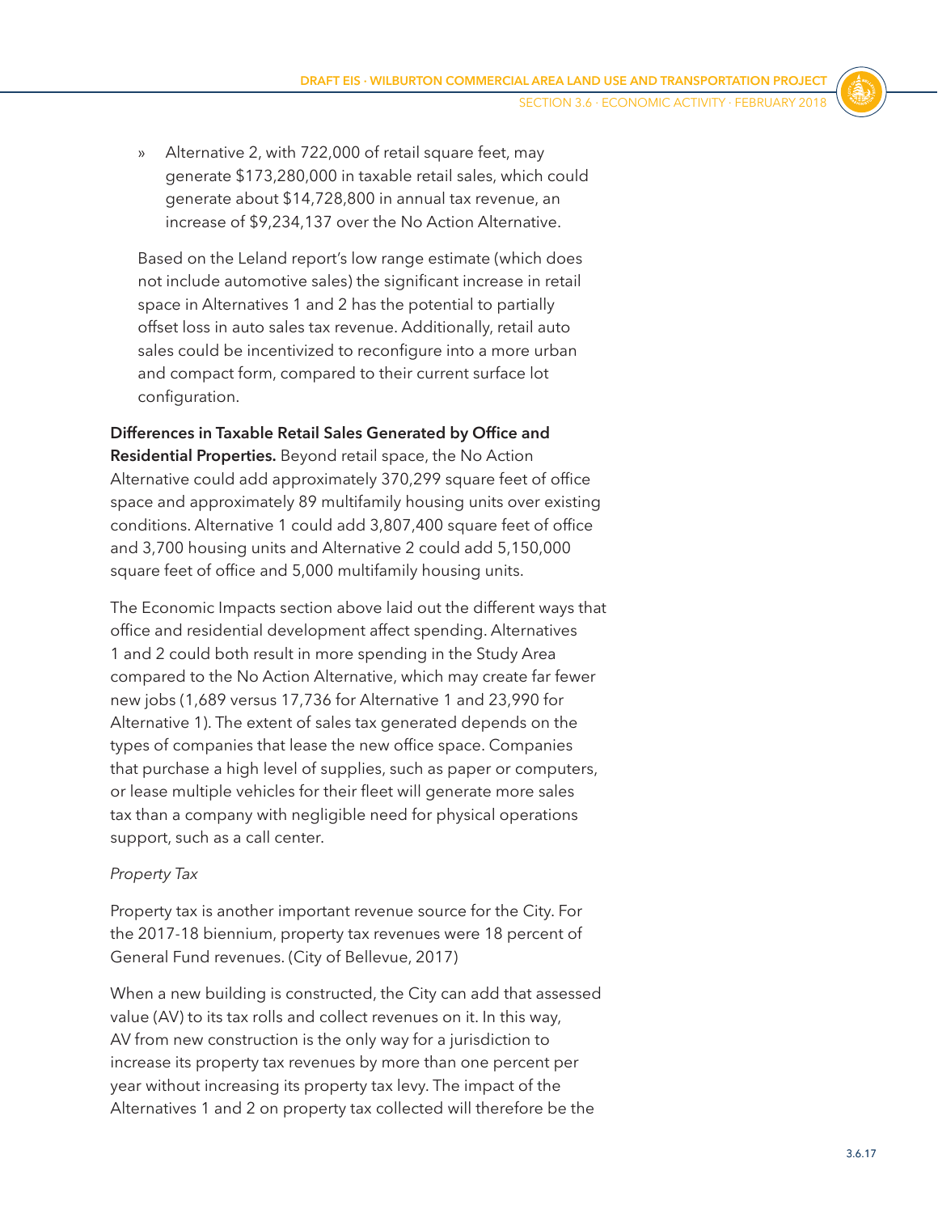» Alternative 2, with 722,000 of retail square feet, may generate $173,280,000 in taxable retail sales, which could generate about $14,728,800 in annual tax revenue, an increase of $9,234,137 over the No Action Alternative.

Based on the Leland report's low range estimate (which does not include automotive sales) the significant increase in retail space in Alternatives 1 and 2 has the potential to partially offset loss in auto sales tax revenue. Additionally, retail auto sales could be incentivized to reconfigure into a more urban and compact form, compared to their current surface lot configuration.

**Differences in Taxable Retail Sales Generated by Office and Residential Properties.** Beyond retail space, the No Action Alternative could add approximately 370,299 square feet of office space and approximately 89 multifamily housing units over existing conditions. Alternative 1 could add 3,807,400 square feet of office and 3,700 housing units and Alternative 2 could add 5,150,000 square feet of office and 5,000 multifamily housing units.

The Economic Impacts section above laid out the different ways that office and residential development affect spending. Alternatives 1 and 2 could both result in more spending in the Study Area compared to the No Action Alternative, which may create far fewer new jobs (1,689 versus 17,736 for Alternative 1 and 23,990 for Alternative 1). The extent of sales tax generated depends on the types of companies that lease the new office space. Companies that purchase a high level of supplies, such as paper or computers, or lease multiple vehicles for their fleet will generate more sales tax than a company with negligible need for physical operations support, such as a call center.

*Property Tax*

Property tax is another important revenue source for the City. For the 2017-18 biennium, property tax revenues were 18 percent of General Fund revenues. (City of Bellevue, 2017)

When a new building is constructed, the City can add that assessed value (AV) to its tax rolls and collect revenues on it. In this way, AV from new construction is the only way for a jurisdiction to increase its property tax revenues by more than one percent per year without increasing its property tax levy. The impact of the Alternatives 1 and 2 on property tax collected will therefore be the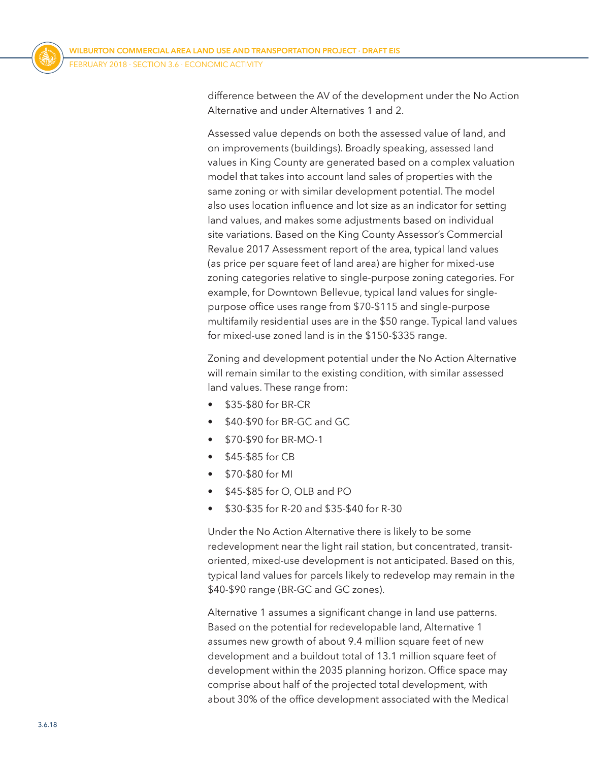difference between the AV of the development under the No Action Alternative and under Alternatives 1 and 2.

Assessed value depends on both the assessed value of land, and on improvements (buildings). Broadly speaking, assessed land values in King County are generated based on a complex valuation model that takes into account land sales of properties with the same zoning or with similar development potential. The model also uses location influence and lot size as an indicator for setting land values, and makes some adjustments based on individual site variations. Based on the King County Assessor's Commercial Revalue 2017 Assessment report of the area, typical land values (as price per square feet of land area) are higher for mixed-use zoning categories relative to single-purpose zoning categories. For example, for Downtown Bellevue, typical land values for single-purpose office uses range from $70-$115 and single-purpose multifamily residential uses are in the $50 range. Typical land values for mixed-use zoned land is in the $150-$335 range.

Zoning and development potential under the No Action Alternative will remain similar to the existing condition, with similar assessed land values. These range from:

- $35-$80 for BR-CR
- $40-$90 for BR-GC and GC
- $70-$90 for BR-MO-1
- $45-$85 for CB
- $70-$80 for MI
- $45-$85 for O, OLB and PO
- $30-$35 for R-20 and $35-$40 for R-30

Under the No Action Alternative there is likely to be some redevelopment near the light rail station, but concentrated, transit-oriented, mixed-use development is not anticipated. Based on this, typical land values for parcels likely to redevelop may remain in the $40-$90 range (BR-GC and GC zones).

Alternative 1 assumes a significant change in land use patterns. Based on the potential for redevelopable land, Alternative 1 assumes new growth of about 9.4 million square feet of new development and a buildout total of 13.1 million square feet of development within the 2035 planning horizon. Office space may comprise about half of the projected total development, with about 30% of the office development associated with the Medical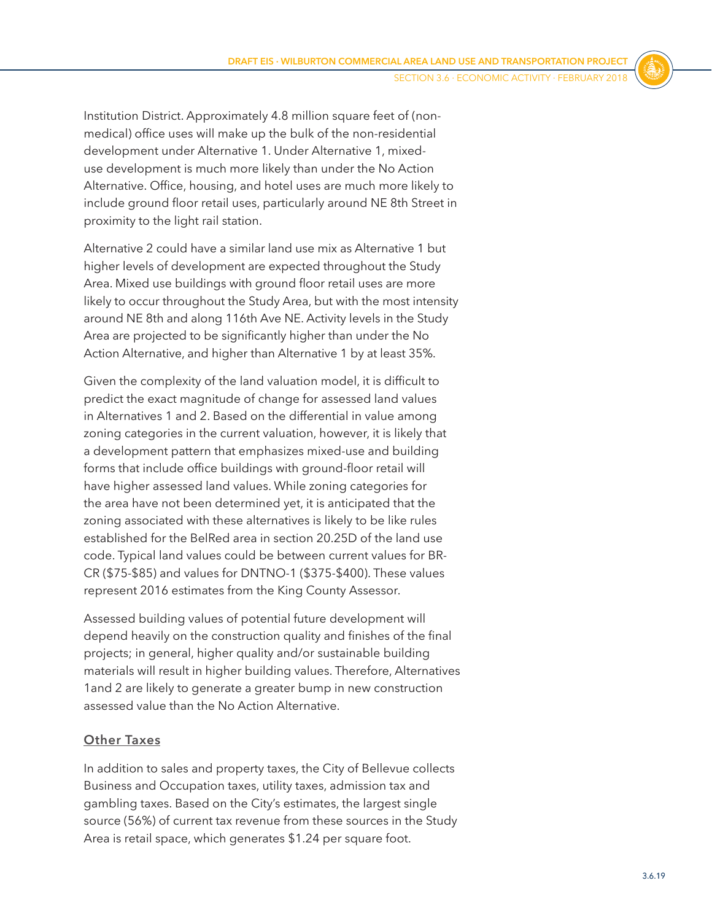Institution District. Approximately 4.8 million square feet of (non-medical) office uses will make up the bulk of the non-residential development under Alternative 1. Under Alternative 1, mixed-use development is much more likely than under the No Action Alternative. Office, housing, and hotel uses are much more likely to include ground floor retail uses, particularly around NE 8th Street in proximity to the light rail station.

Alternative 2 could have a similar land use mix as Alternative 1 but higher levels of development are expected throughout the Study Area. Mixed use buildings with ground floor retail uses are more likely to occur throughout the Study Area, but with the most intensity around NE 8th and along 116th Ave NE. Activity levels in the Study Area are projected to be significantly higher than under the No Action Alternative, and higher than Alternative 1 by at least 35%.

Given the complexity of the land valuation model, it is difficult to predict the exact magnitude of change for assessed land values in Alternatives 1 and 2. Based on the differential in value among zoning categories in the current valuation, however, it is likely that a development pattern that emphasizes mixed-use and building forms that include office buildings with ground-floor retail will have higher assessed land values. While zoning categories for the area have not been determined yet, it is anticipated that the zoning associated with these alternatives is likely to be like rules established for the BelRed area in section 20.25D of the land use code. Typical land values could be between current values for BR-CR ($75-$85) and values for DNTNO-1 ($375-$400). These values represent 2016 estimates from the King County Assessor.

Assessed building values of potential future development will depend heavily on the construction quality and finishes of the final projects; in general, higher quality and/or sustainable building materials will result in higher building values. Therefore, Alternatives 1and 2 are likely to generate a greater bump in new construction assessed value than the No Action Alternative.

### Other Taxes

In addition to sales and property taxes, the City of Bellevue collects Business and Occupation taxes, utility taxes, admission tax and gambling taxes. Based on the City's estimates, the largest single source (56%) of current tax revenue from these sources in the Study Area is retail space, which generates $1.24 per square foot.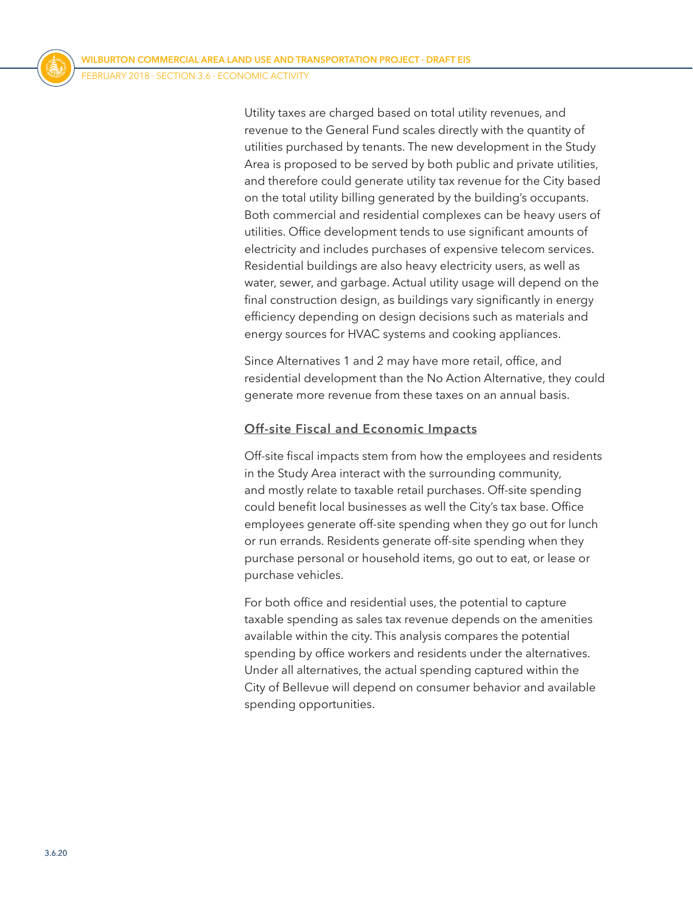Utility taxes are charged based on total utility revenues, and revenue to the General Fund scales directly with the quantity of utilities purchased by tenants. The new development in the Study Area is proposed to be served by both public and private utilities, and therefore could generate utility tax revenue for the City based on the total utility billing generated by the building's occupants. Both commercial and residential complexes can be heavy users of utilities. Office development tends to use significant amounts of electricity and includes purchases of expensive telecom services. Residential buildings are also heavy electricity users, as well as water, sewer, and garbage. Actual utility usage will depend on the final construction design, as buildings vary significantly in energy efficiency depending on design decisions such as materials and energy sources for HVAC systems and cooking appliances.

Since Alternatives 1 and 2 may have more retail, office, and residential development than the No Action Alternative, they could generate more revenue from these taxes on an annual basis.

### Off-site Fiscal and Economic Impacts

Off-site fiscal impacts stem from how the employees and residents in the Study Area interact with the surrounding community, and mostly relate to taxable retail purchases. Off-site spending could benefit local businesses as well the City's tax base. Office employees generate off-site spending when they go out for lunch or run errands. Residents generate off-site spending when they purchase personal or household items, go out to eat, or lease or purchase vehicles.

For both office and residential uses, the potential to capture taxable spending as sales tax revenue depends on the amenities available within the city. This analysis compares the potential spending by office workers and residents under the alternatives. Under all alternatives, the actual spending captured within the City of Bellevue will depend on consumer behavior and available spending opportunities.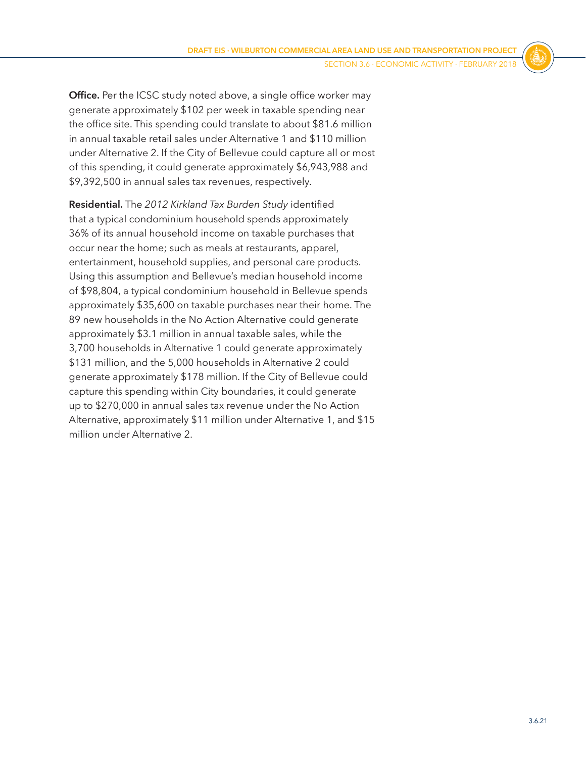**Office.** Per the ICSC study noted above, a single office worker may generate approximately $102 per week in taxable spending near the office site. This spending could translate to about $81.6 million in annual taxable retail sales under Alternative 1 and $110 million under Alternative 2. If the City of Bellevue could capture all or most of this spending, it could generate approximately $6,943,988 and $9,392,500 in annual sales tax revenues, respectively.

**Residential.** The *2012 Kirkland Tax Burden Study* identified that a typical condominium household spends approximately 36% of its annual household income on taxable purchases that occur near the home; such as meals at restaurants, apparel, entertainment, household supplies, and personal care products. Using this assumption and Bellevue's median household income of $98,804, a typical condominium household in Bellevue spends approximately $35,600 on taxable purchases near their home. The 89 new households in the No Action Alternative could generate approximately $3.1 million in annual taxable sales, while the 3,700 households in Alternative 1 could generate approximately $131 million, and the 5,000 households in Alternative 2 could generate approximately $178 million. If the City of Bellevue could capture this spending within City boundaries, it could generate up to $270,000 in annual sales tax revenue under the No Action Alternative, approximately $11 million under Alternative 1, and $15 million under Alternative 2.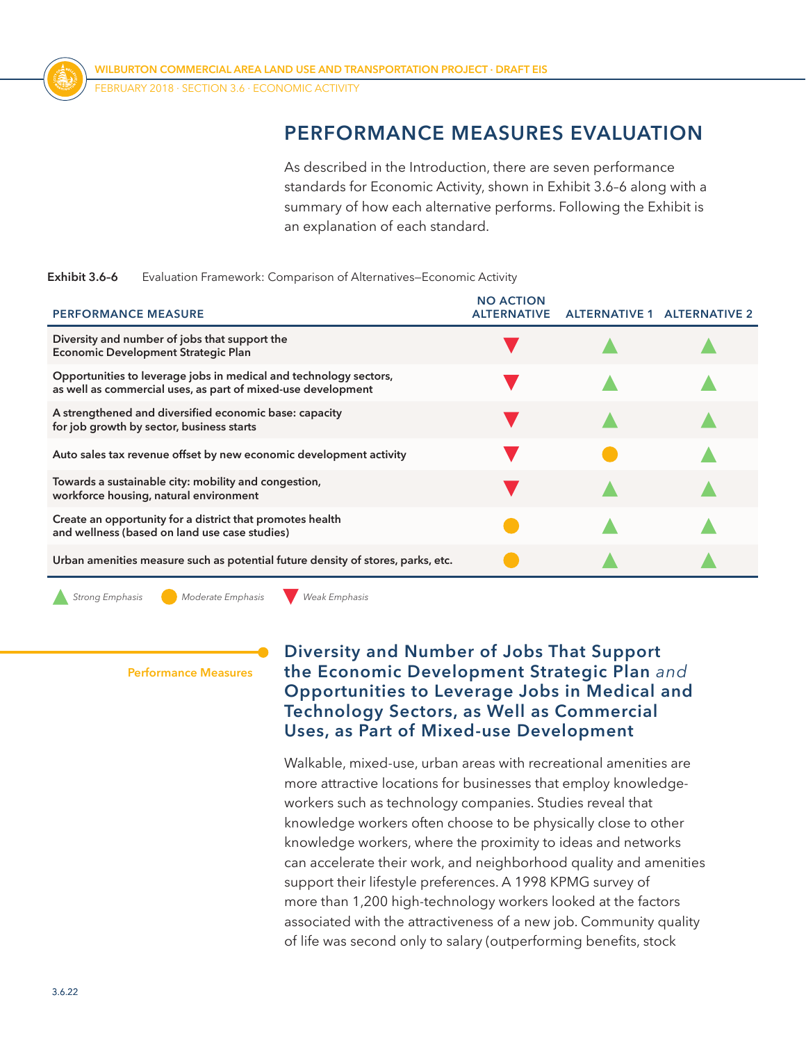## PERFORMANCE MEASURES EVALUATION

As described in the Introduction, there are seven performance standards for Economic Activity, shown in Exhibit 3.6–6 along with a summary of how each alternative performs. Following the Exhibit is an explanation of each standard.

**Exhibit 3.6–6** Evaluation Framework: Comparison of Alternatives—Economic Activity

| PERFORMANCE MEASURE | NO ACTION ALTERNATIVE | ALTERNATIVE 1 | ALTERNATIVE 2 |
|---|---|---|---|
| Diversity and number of jobs that support the Economic Development Strategic Plan | ▼ | ▲ | ▲ |
| Opportunities to leverage jobs in medical and technology sectors, as well as commercial uses, as part of mixed-use development | ▼ | ▲ | ▲ |
| A strengthened and diversified economic base: capacity for job growth by sector, business starts | ▼ | ▲ | ▲ |
| Auto sales tax revenue offset by new economic development activity | ▼ | ● | ▲ |
| Towards a sustainable city: mobility and congestion, workforce housing, natural environment | ▼ | ▲ | ▲ |
| Create an opportunity for a district that promotes health and wellness (based on land use case studies) | ● | ▲ | ▲ |
| Urban amenities measure such as potential future density of stores, parks, etc. | ● | ▲ | ▲ |

▲ *Strong Emphasis* ● *Moderate Emphasis* ▼ *Weak Emphasis*

Performance Measures

### Diversity and Number of Jobs That Support the Economic Development Strategic Plan *and* Opportunities to Leverage Jobs in Medical and Technology Sectors, as Well as Commercial Uses, as Part of Mixed-use Development

Walkable, mixed-use, urban areas with recreational amenities are more attractive locations for businesses that employ knowledge-workers such as technology companies. Studies reveal that knowledge workers often choose to be physically close to other knowledge workers, where the proximity to ideas and networks can accelerate their work, and neighborhood quality and amenities support their lifestyle preferences. A 1998 KPMG survey of more than 1,200 high-technology workers looked at the factors associated with the attractiveness of a new job. Community quality of life was second only to salary (outperforming benefits, stock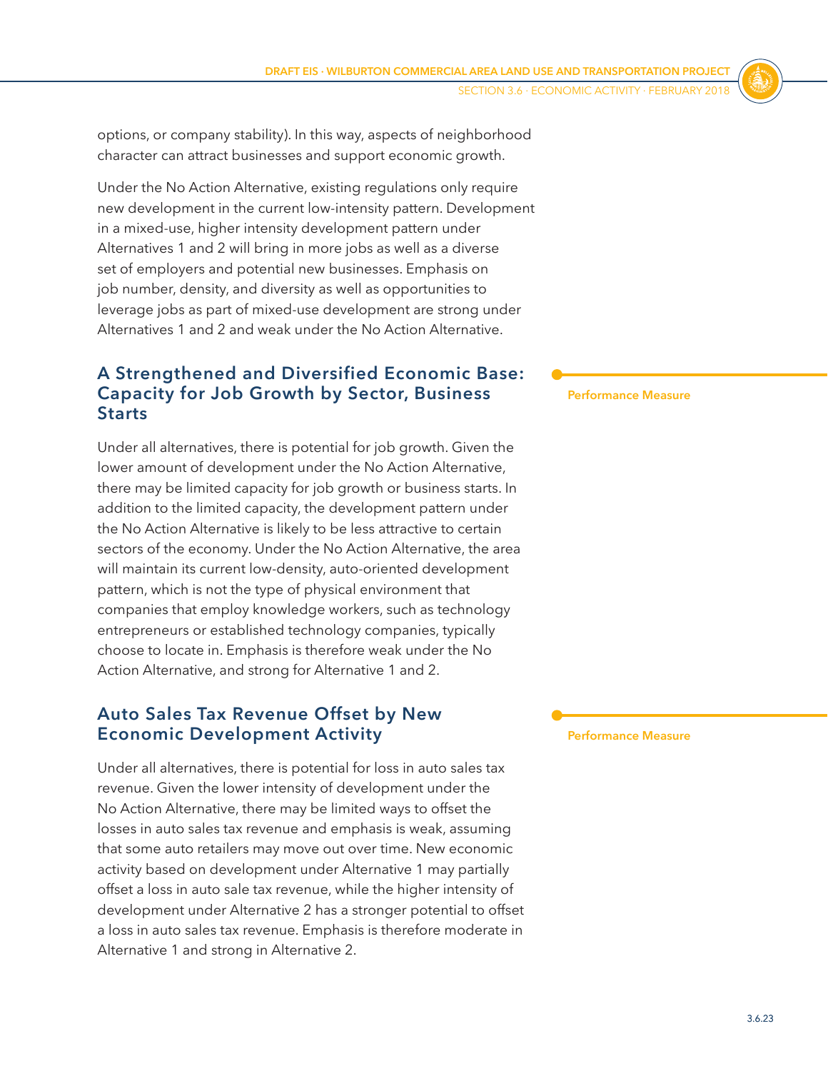options, or company stability). In this way, aspects of neighborhood character can attract businesses and support economic growth.

Under the No Action Alternative, existing regulations only require new development in the current low-intensity pattern. Development in a mixed-use, higher intensity development pattern under Alternatives 1 and 2 will bring in more jobs as well as a diverse set of employers and potential new businesses. Emphasis on job number, density, and diversity as well as opportunities to leverage jobs as part of mixed-use development are strong under Alternatives 1 and 2 and weak under the No Action Alternative.

### A Strengthened and Diversified Economic Base: Capacity for Job Growth by Sector, Business Starts

**Performance Measure**

Under all alternatives, there is potential for job growth. Given the lower amount of development under the No Action Alternative, there may be limited capacity for job growth or business starts. In addition to the limited capacity, the development pattern under the No Action Alternative is likely to be less attractive to certain sectors of the economy. Under the No Action Alternative, the area will maintain its current low-density, auto-oriented development pattern, which is not the type of physical environment that companies that employ knowledge workers, such as technology entrepreneurs or established technology companies, typically choose to locate in. Emphasis is therefore weak under the No Action Alternative, and strong for Alternative 1 and 2.

### Auto Sales Tax Revenue Offset by New Economic Development Activity

**Performance Measure**

Under all alternatives, there is potential for loss in auto sales tax revenue. Given the lower intensity of development under the No Action Alternative, there may be limited ways to offset the losses in auto sales tax revenue and emphasis is weak, assuming that some auto retailers may move out over time. New economic activity based on development under Alternative 1 may partially offset a loss in auto sale tax revenue, while the higher intensity of development under Alternative 2 has a stronger potential to offset a loss in auto sales tax revenue. Emphasis is therefore moderate in Alternative 1 and strong in Alternative 2.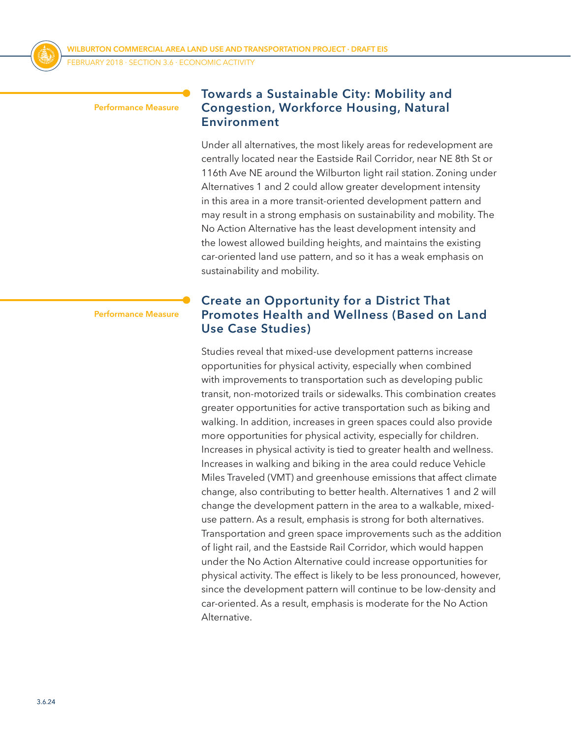Performance Measure

## Towards a Sustainable City: Mobility and Congestion, Workforce Housing, Natural Environment

Under all alternatives, the most likely areas for redevelopment are centrally located near the Eastside Rail Corridor, near NE 8th St or 116th Ave NE around the Wilburton light rail station. Zoning under Alternatives 1 and 2 could allow greater development intensity in this area in a more transit-oriented development pattern and may result in a strong emphasis on sustainability and mobility. The No Action Alternative has the least development intensity and the lowest allowed building heights, and maintains the existing car-oriented land use pattern, and so it has a weak emphasis on sustainability and mobility.

Performance Measure

## Create an Opportunity for a District That Promotes Health and Wellness (Based on Land Use Case Studies)

Studies reveal that mixed-use development patterns increase opportunities for physical activity, especially when combined with improvements to transportation such as developing public transit, non-motorized trails or sidewalks. This combination creates greater opportunities for active transportation such as biking and walking. In addition, increases in green spaces could also provide more opportunities for physical activity, especially for children. Increases in physical activity is tied to greater health and wellness. Increases in walking and biking in the area could reduce Vehicle Miles Traveled (VMT) and greenhouse emissions that affect climate change, also contributing to better health. Alternatives 1 and 2 will change the development pattern in the area to a walkable, mixed-use pattern. As a result, emphasis is strong for both alternatives. Transportation and green space improvements such as the addition of light rail, and the Eastside Rail Corridor, which would happen under the No Action Alternative could increase opportunities for physical activity. The effect is likely to be less pronounced, however, since the development pattern will continue to be low-density and car-oriented. As a result, emphasis is moderate for the No Action Alternative.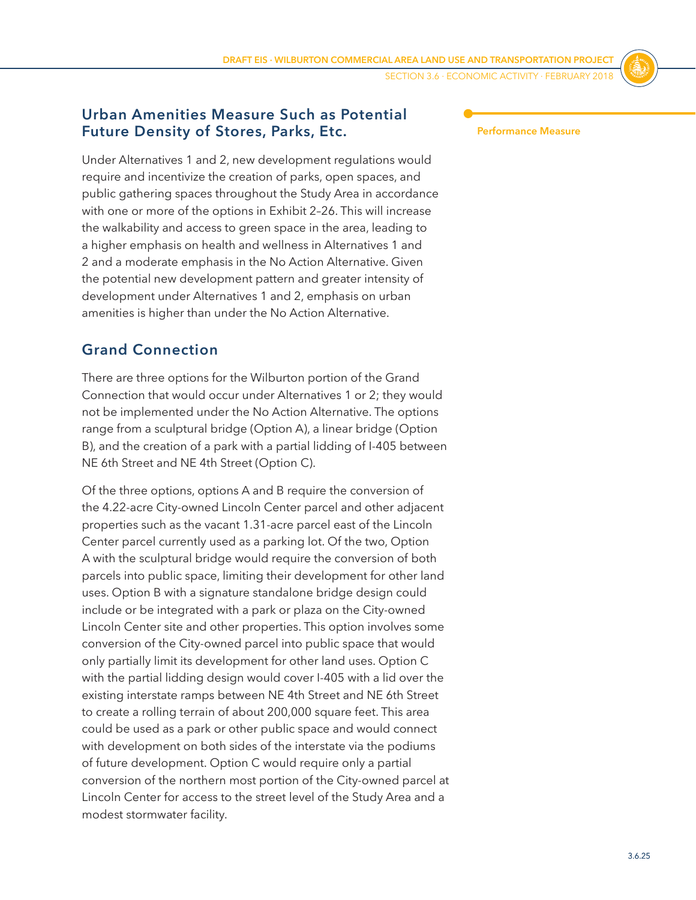## Urban Amenities Measure Such as Potential Future Density of Stores, Parks, Etc.

Performance Measure

Under Alternatives 1 and 2, new development regulations would require and incentivize the creation of parks, open spaces, and public gathering spaces throughout the Study Area in accordance with one or more of the options in Exhibit 2–26. This will increase the walkability and access to green space in the area, leading to a higher emphasis on health and wellness in Alternatives 1 and 2 and a moderate emphasis in the No Action Alternative. Given the potential new development pattern and greater intensity of development under Alternatives 1 and 2, emphasis on urban amenities is higher than under the No Action Alternative.

## Grand Connection

There are three options for the Wilburton portion of the Grand Connection that would occur under Alternatives 1 or 2; they would not be implemented under the No Action Alternative. The options range from a sculptural bridge (Option A), a linear bridge (Option B), and the creation of a park with a partial lidding of I-405 between NE 6th Street and NE 4th Street (Option C).

Of the three options, options A and B require the conversion of the 4.22-acre City-owned Lincoln Center parcel and other adjacent properties such as the vacant 1.31-acre parcel east of the Lincoln Center parcel currently used as a parking lot. Of the two, Option A with the sculptural bridge would require the conversion of both parcels into public space, limiting their development for other land uses. Option B with a signature standalone bridge design could include or be integrated with a park or plaza on the City-owned Lincoln Center site and other properties. This option involves some conversion of the City-owned parcel into public space that would only partially limit its development for other land uses. Option C with the partial lidding design would cover I-405 with a lid over the existing interstate ramps between NE 4th Street and NE 6th Street to create a rolling terrain of about 200,000 square feet. This area could be used as a park or other public space and would connect with development on both sides of the interstate via the podiums of future development. Option C would require only a partial conversion of the northern most portion of the City-owned parcel at Lincoln Center for access to the street level of the Study Area and a modest stormwater facility.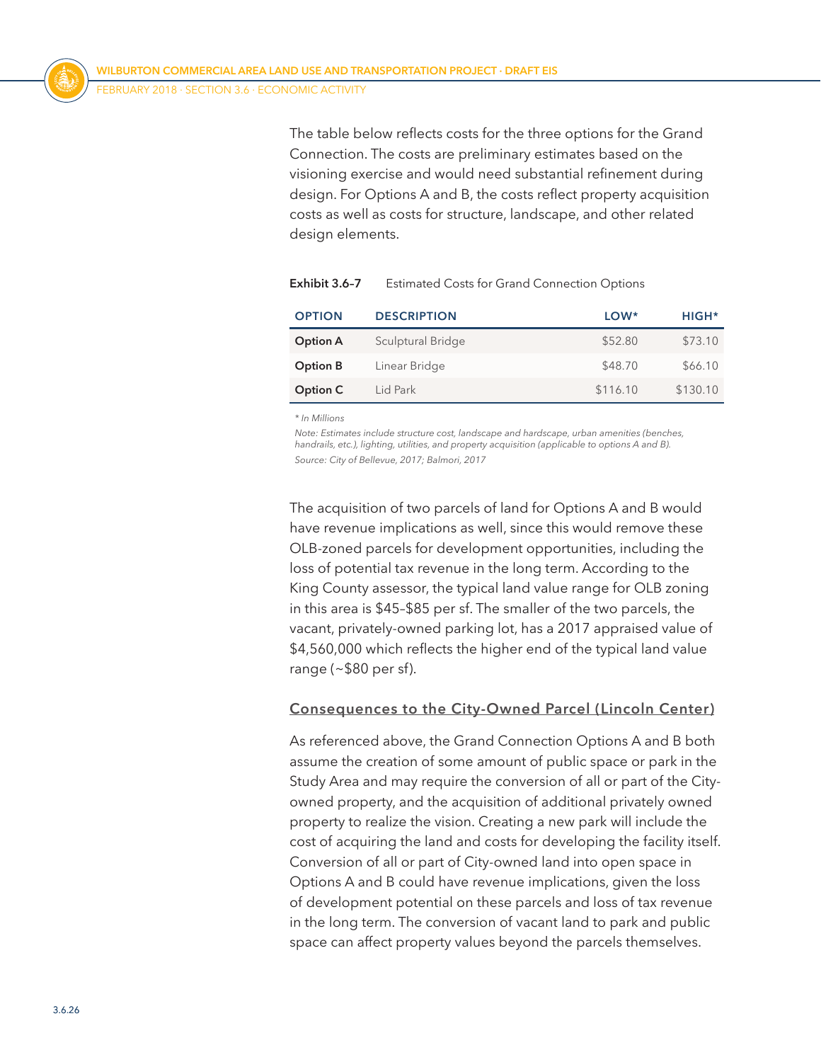The table below reflects costs for the three options for the Grand Connection. The costs are preliminary estimates based on the visioning exercise and would need substantial refinement during design. For Options A and B, the costs reflect property acquisition costs as well as costs for structure, landscape, and other related design elements.

**Exhibit 3.6–7** Estimated Costs for Grand Connection Options

| OPTION | DESCRIPTION | LOW* | HIGH* |
|---|---|---|---|
| **Option A** | Sculptural Bridge | $52.80 | $73.10 |
| **Option B** | Linear Bridge | $48.70 | $66.10 |
| **Option C** | Lid Park | $116.10 | $130.10 |

*\* In Millions*

*Note: Estimates include structure cost, landscape and hardscape, urban amenities (benches, handrails, etc.), lighting, utilities, and property acquisition (applicable to options A and B).*

*Source: City of Bellevue, 2017; Balmori, 2017*

The acquisition of two parcels of land for Options A and B would have revenue implications as well, since this would remove these OLB-zoned parcels for development opportunities, including the loss of potential tax revenue in the long term. According to the King County assessor, the typical land value range for OLB zoning in this area is $45–$85 per sf. The smaller of the two parcels, the vacant, privately-owned parking lot, has a 2017 appraised value of $4,560,000 which reflects the higher end of the typical land value range (~$80 per sf).

### Consequences to the City-Owned Parcel (Lincoln Center)

As referenced above, the Grand Connection Options A and B both assume the creation of some amount of public space or park in the Study Area and may require the conversion of all or part of the City-owned property, and the acquisition of additional privately owned property to realize the vision. Creating a new park will include the cost of acquiring the land and costs for developing the facility itself. Conversion of all or part of City-owned land into open space in Options A and B could have revenue implications, given the loss of development potential on these parcels and loss of tax revenue in the long term. The conversion of vacant land to park and public space can affect property values beyond the parcels themselves.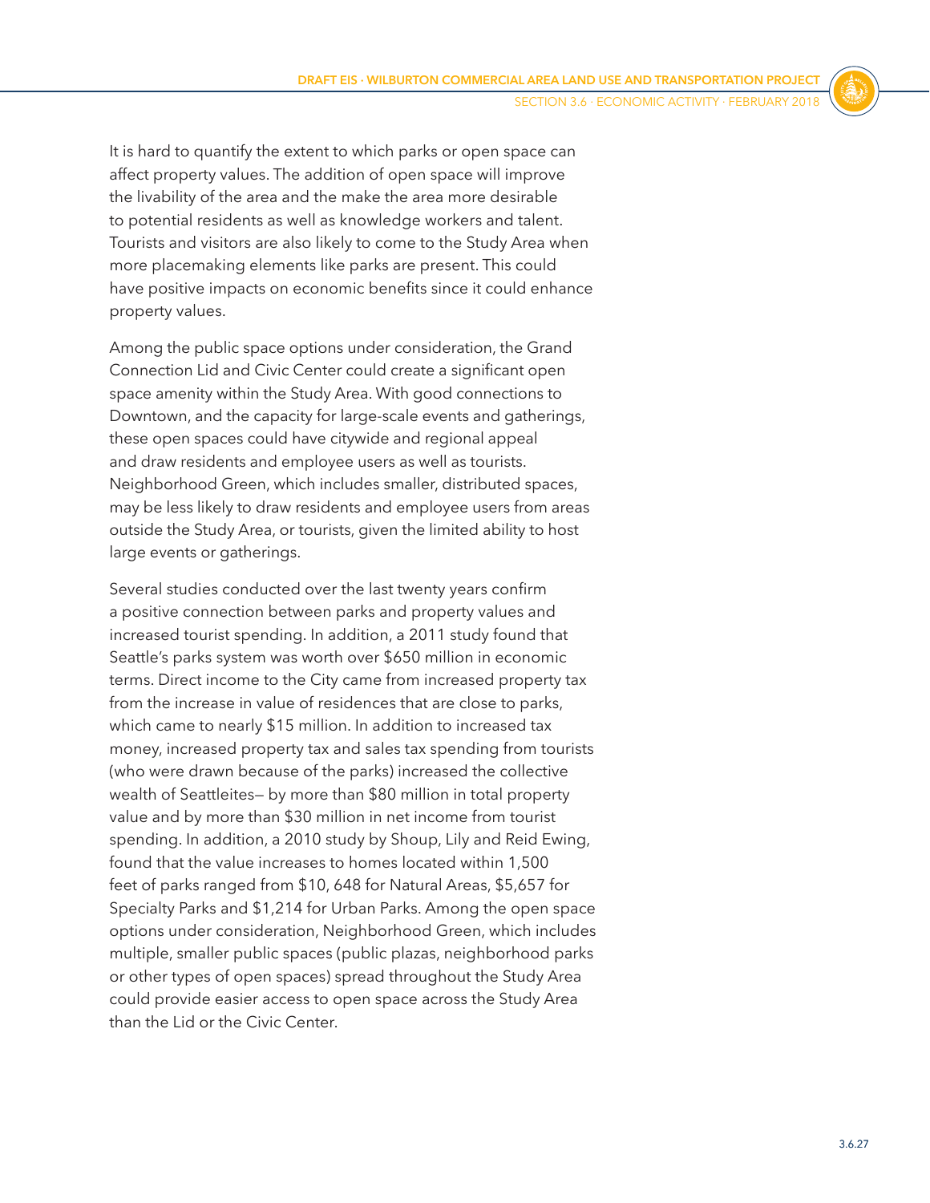It is hard to quantify the extent to which parks or open space can affect property values. The addition of open space will improve the livability of the area and the make the area more desirable to potential residents as well as knowledge workers and talent. Tourists and visitors are also likely to come to the Study Area when more placemaking elements like parks are present. This could have positive impacts on economic benefits since it could enhance property values.

Among the public space options under consideration, the Grand Connection Lid and Civic Center could create a significant open space amenity within the Study Area. With good connections to Downtown, and the capacity for large-scale events and gatherings, these open spaces could have citywide and regional appeal and draw residents and employee users as well as tourists. Neighborhood Green, which includes smaller, distributed spaces, may be less likely to draw residents and employee users from areas outside the Study Area, or tourists, given the limited ability to host large events or gatherings.

Several studies conducted over the last twenty years confirm a positive connection between parks and property values and increased tourist spending. In addition, a 2011 study found that Seattle's parks system was worth over $650 million in economic terms. Direct income to the City came from increased property tax from the increase in value of residences that are close to parks, which came to nearly $15 million. In addition to increased tax money, increased property tax and sales tax spending from tourists (who were drawn because of the parks) increased the collective wealth of Seattleites— by more than $80 million in total property value and by more than $30 million in net income from tourist spending. In addition, a 2010 study by Shoup, Lily and Reid Ewing, found that the value increases to homes located within 1,500 feet of parks ranged from $10, 648 for Natural Areas, $5,657 for Specialty Parks and $1,214 for Urban Parks. Among the open space options under consideration, Neighborhood Green, which includes multiple, smaller public spaces (public plazas, neighborhood parks or other types of open spaces) spread throughout the Study Area could provide easier access to open space across the Study Area than the Lid or the Civic Center.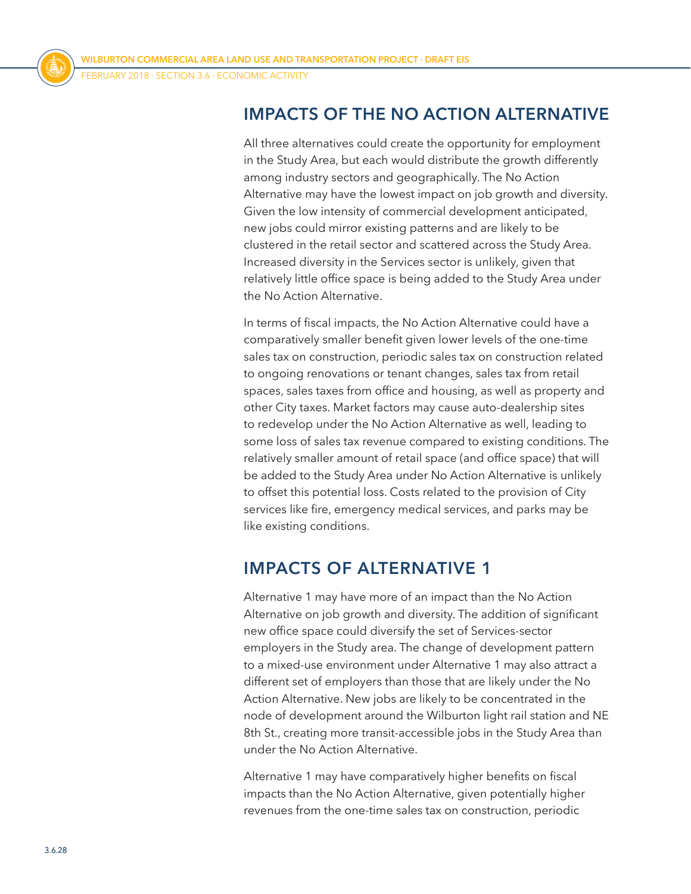## IMPACTS OF THE NO ACTION ALTERNATIVE

All three alternatives could create the opportunity for employment in the Study Area, but each would distribute the growth differently among industry sectors and geographically. The No Action Alternative may have the lowest impact on job growth and diversity. Given the low intensity of commercial development anticipated, new jobs could mirror existing patterns and are likely to be clustered in the retail sector and scattered across the Study Area. Increased diversity in the Services sector is unlikely, given that relatively little office space is being added to the Study Area under the No Action Alternative.

In terms of fiscal impacts, the No Action Alternative could have a comparatively smaller benefit given lower levels of the one-time sales tax on construction, periodic sales tax on construction related to ongoing renovations or tenant changes, sales tax from retail spaces, sales taxes from office and housing, as well as property and other City taxes. Market factors may cause auto-dealership sites to redevelop under the No Action Alternative as well, leading to some loss of sales tax revenue compared to existing conditions. The relatively smaller amount of retail space (and office space) that will be added to the Study Area under No Action Alternative is unlikely to offset this potential loss. Costs related to the provision of City services like fire, emergency medical services, and parks may be like existing conditions.

## IMPACTS OF ALTERNATIVE 1

Alternative 1 may have more of an impact than the No Action Alternative on job growth and diversity. The addition of significant new office space could diversify the set of Services-sector employers in the Study area. The change of development pattern to a mixed-use environment under Alternative 1 may also attract a different set of employers than those that are likely under the No Action Alternative. New jobs are likely to be concentrated in the node of development around the Wilburton light rail station and NE 8th St., creating more transit-accessible jobs in the Study Area than under the No Action Alternative.

Alternative 1 may have comparatively higher benefits on fiscal impacts than the No Action Alternative, given potentially higher revenues from the one-time sales tax on construction, periodic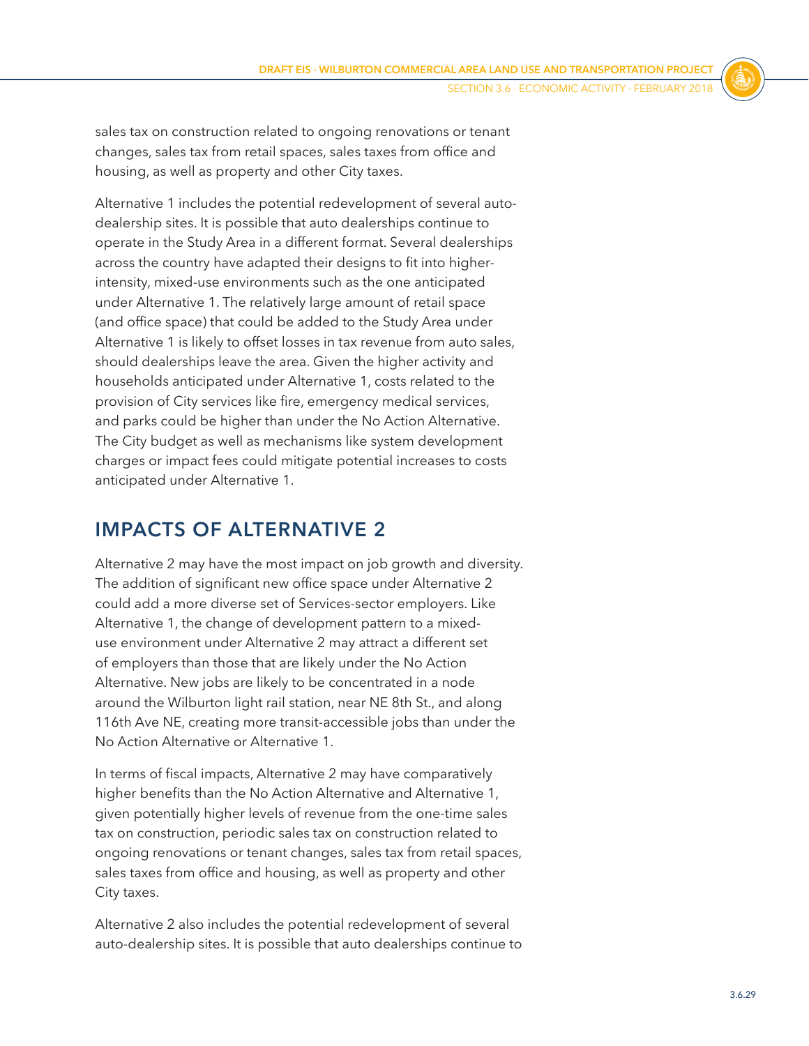sales tax on construction related to ongoing renovations or tenant changes, sales tax from retail spaces, sales taxes from office and housing, as well as property and other City taxes.

Alternative 1 includes the potential redevelopment of several auto-dealership sites. It is possible that auto dealerships continue to operate in the Study Area in a different format. Several dealerships across the country have adapted their designs to fit into higher-intensity, mixed-use environments such as the one anticipated under Alternative 1. The relatively large amount of retail space (and office space) that could be added to the Study Area under Alternative 1 is likely to offset losses in tax revenue from auto sales, should dealerships leave the area. Given the higher activity and households anticipated under Alternative 1, costs related to the provision of City services like fire, emergency medical services, and parks could be higher than under the No Action Alternative. The City budget as well as mechanisms like system development charges or impact fees could mitigate potential increases to costs anticipated under Alternative 1.

## IMPACTS OF ALTERNATIVE 2

Alternative 2 may have the most impact on job growth and diversity. The addition of significant new office space under Alternative 2 could add a more diverse set of Services-sector employers. Like Alternative 1, the change of development pattern to a mixed-use environment under Alternative 2 may attract a different set of employers than those that are likely under the No Action Alternative. New jobs are likely to be concentrated in a node around the Wilburton light rail station, near NE 8th St., and along 116th Ave NE, creating more transit-accessible jobs than under the No Action Alternative or Alternative 1.

In terms of fiscal impacts, Alternative 2 may have comparatively higher benefits than the No Action Alternative and Alternative 1, given potentially higher levels of revenue from the one-time sales tax on construction, periodic sales tax on construction related to ongoing renovations or tenant changes, sales tax from retail spaces, sales taxes from office and housing, as well as property and other City taxes.

Alternative 2 also includes the potential redevelopment of several auto-dealership sites. It is possible that auto dealerships continue to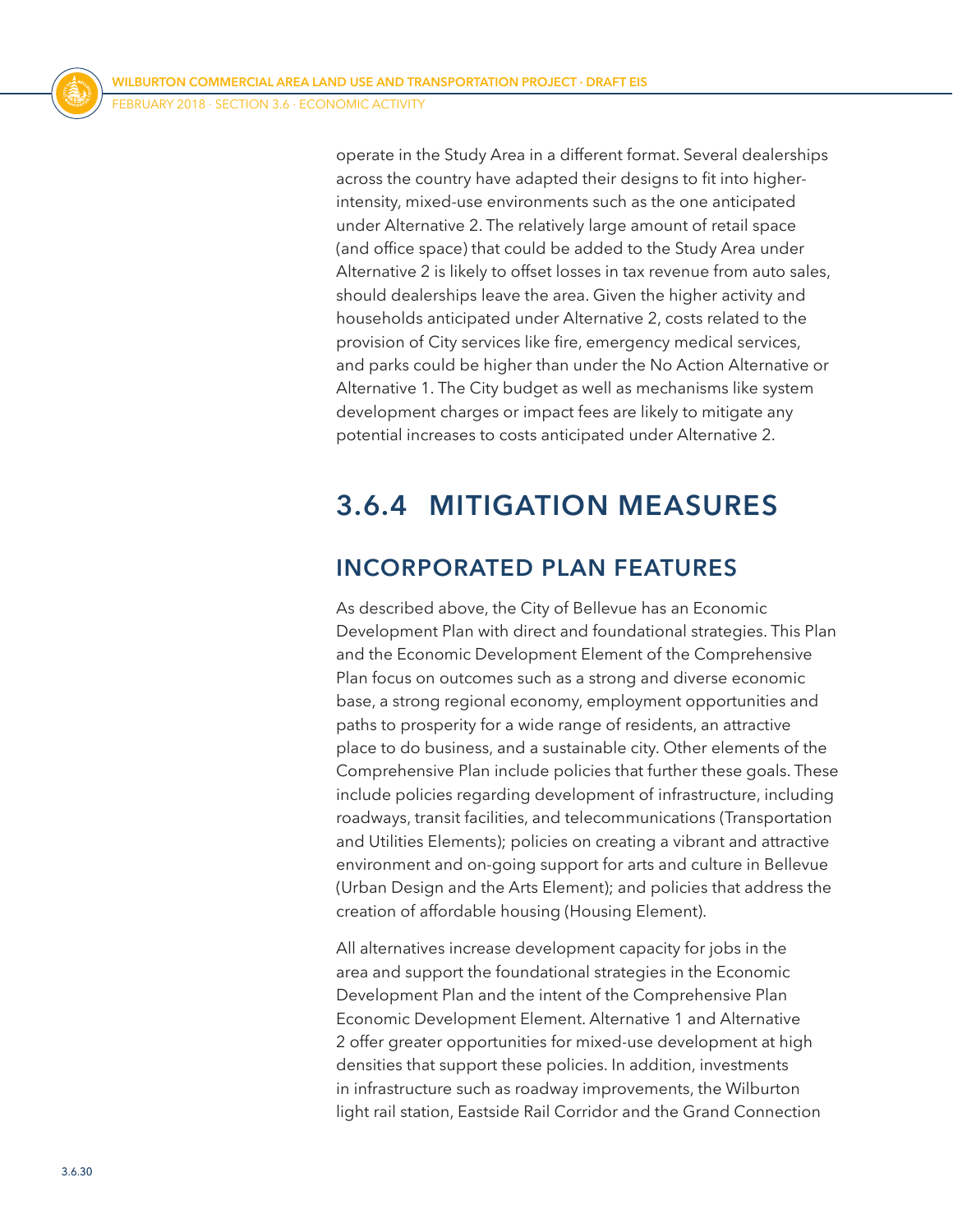operate in the Study Area in a different format. Several dealerships across the country have adapted their designs to fit into higher-intensity, mixed-use environments such as the one anticipated under Alternative 2. The relatively large amount of retail space (and office space) that could be added to the Study Area under Alternative 2 is likely to offset losses in tax revenue from auto sales, should dealerships leave the area. Given the higher activity and households anticipated under Alternative 2, costs related to the provision of City services like fire, emergency medical services, and parks could be higher than under the No Action Alternative or Alternative 1. The City budget as well as mechanisms like system development charges or impact fees are likely to mitigate any potential increases to costs anticipated under Alternative 2.

## 3.6.4 MITIGATION MEASURES

### INCORPORATED PLAN FEATURES

As described above, the City of Bellevue has an Economic Development Plan with direct and foundational strategies. This Plan and the Economic Development Element of the Comprehensive Plan focus on outcomes such as a strong and diverse economic base, a strong regional economy, employment opportunities and paths to prosperity for a wide range of residents, an attractive place to do business, and a sustainable city. Other elements of the Comprehensive Plan include policies that further these goals. These include policies regarding development of infrastructure, including roadways, transit facilities, and telecommunications (Transportation and Utilities Elements); policies on creating a vibrant and attractive environment and on-going support for arts and culture in Bellevue (Urban Design and the Arts Element); and policies that address the creation of affordable housing (Housing Element).

All alternatives increase development capacity for jobs in the area and support the foundational strategies in the Economic Development Plan and the intent of the Comprehensive Plan Economic Development Element. Alternative 1 and Alternative 2 offer greater opportunities for mixed-use development at high densities that support these policies. In addition, investments in infrastructure such as roadway improvements, the Wilburton light rail station, Eastside Rail Corridor and the Grand Connection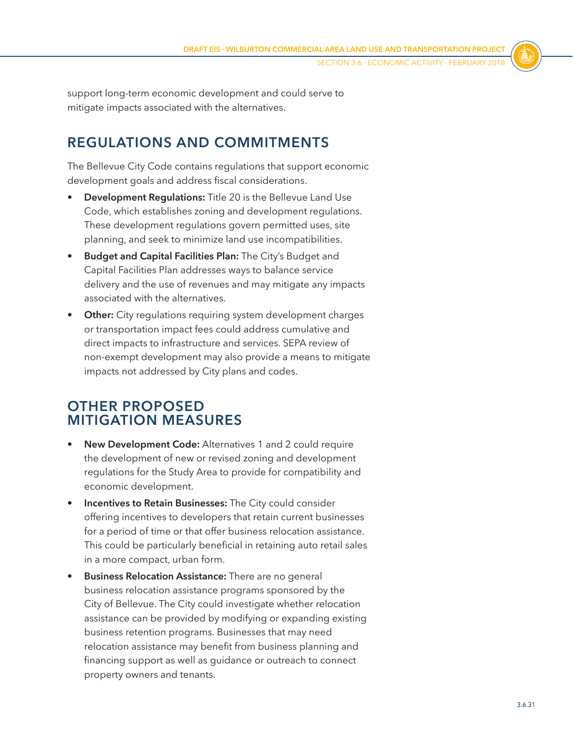support long-term economic development and could serve to mitigate impacts associated with the alternatives.

## REGULATIONS AND COMMITMENTS

The Bellevue City Code contains regulations that support economic development goals and address fiscal considerations.

- **Development Regulations:** Title 20 is the Bellevue Land Use Code, which establishes zoning and development regulations. These development regulations govern permitted uses, site planning, and seek to minimize land use incompatibilities.
- **Budget and Capital Facilities Plan:** The City's Budget and Capital Facilities Plan addresses ways to balance service delivery and the use of revenues and may mitigate any impacts associated with the alternatives.
- **Other:** City regulations requiring system development charges or transportation impact fees could address cumulative and direct impacts to infrastructure and services. SEPA review of non-exempt development may also provide a means to mitigate impacts not addressed by City plans and codes.

## OTHER PROPOSED MITIGATION MEASURES

- **New Development Code:** Alternatives 1 and 2 could require the development of new or revised zoning and development regulations for the Study Area to provide for compatibility and economic development.
- **Incentives to Retain Businesses:** The City could consider offering incentives to developers that retain current businesses for a period of time or that offer business relocation assistance. This could be particularly beneficial in retaining auto retail sales in a more compact, urban form.
- **Business Relocation Assistance:** There are no general business relocation assistance programs sponsored by the City of Bellevue. The City could investigate whether relocation assistance can be provided by modifying or expanding existing business retention programs. Businesses that may need relocation assistance may benefit from business planning and financing support as well as guidance or outreach to connect property owners and tenants.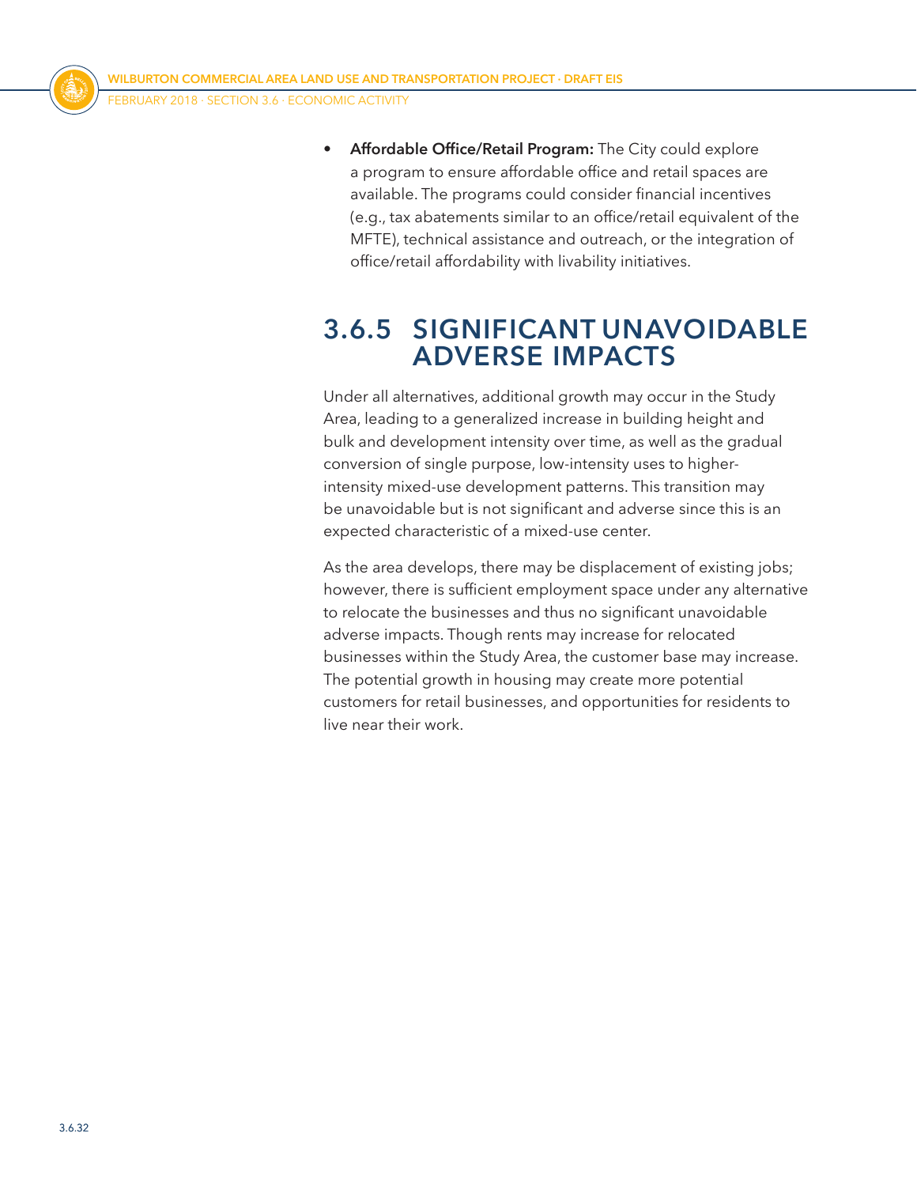- **Affordable Office/Retail Program:** The City could explore a program to ensure affordable office and retail spaces are available. The programs could consider financial incentives (e.g., tax abatements similar to an office/retail equivalent of the MFTE), technical assistance and outreach, or the integration of office/retail affordability with livability initiatives.

## 3.6.5 SIGNIFICANT UNAVOIDABLE ADVERSE IMPACTS

Under all alternatives, additional growth may occur in the Study Area, leading to a generalized increase in building height and bulk and development intensity over time, as well as the gradual conversion of single purpose, low-intensity uses to higher-intensity mixed-use development patterns. This transition may be unavoidable but is not significant and adverse since this is an expected characteristic of a mixed-use center.

As the area develops, there may be displacement of existing jobs; however, there is sufficient employment space under any alternative to relocate the businesses and thus no significant unavoidable adverse impacts. Though rents may increase for relocated businesses within the Study Area, the customer base may increase. The potential growth in housing may create more potential customers for retail businesses, and opportunities for residents to live near their work.